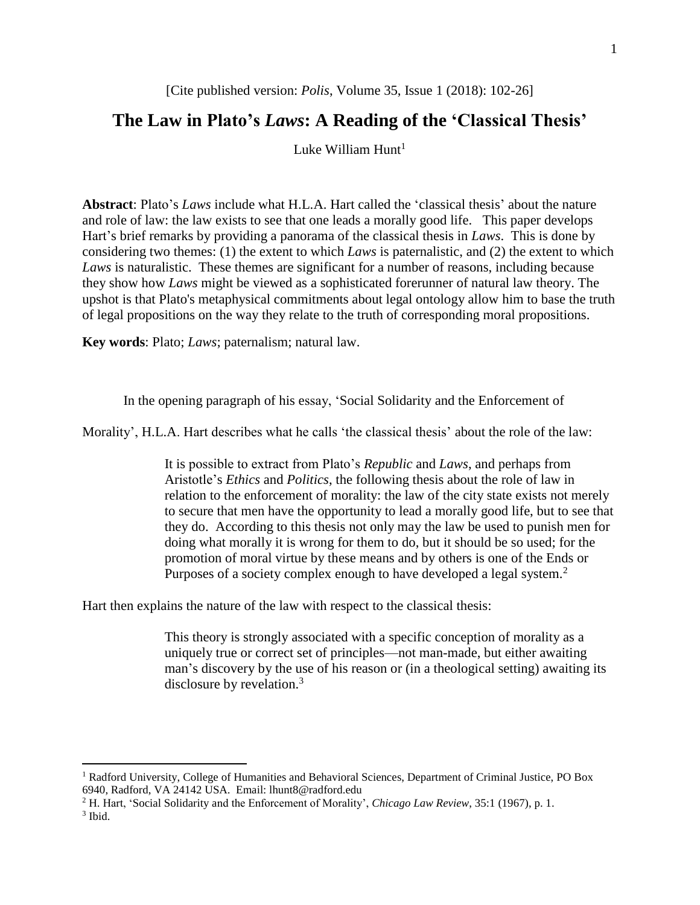[Cite published version: *Polis*, Volume 35, Issue 1 (2018): 102-26]

# The Law in Plato's *Laws*: A Reading of the 'Classical Thesis'

Luke William Hunt[1]

**Abstract**: Plato's *Laws* include what H.L.A. Hart called the 'classical thesis' about the nature and role of law: the law exists to see that one leads a morally good life. This paper develops Hart's brief remarks by providing a panorama of the classical thesis in *Laws*. This is done by considering two themes: (1) the extent to which *Laws* is paternalistic, and (2) the extent to which *Laws* is naturalistic. These themes are significant for a number of reasons, including because they show how *Laws* might be viewed as a sophisticated forerunner of natural law theory. The upshot is that Plato's metaphysical commitments about legal ontology allow him to base the truth of legal propositions on the way they relate to the truth of corresponding moral propositions.

**Key words**: Plato; *Laws*; paternalism; natural law.

In the opening paragraph of his essay, 'Social Solidarity and the Enforcement of Morality', H.L.A. Hart describes what he calls 'the classical thesis' about the role of the law:

> It is possible to extract from Plato's *Republic* and *Laws*, and perhaps from Aristotle's *Ethics* and *Politics*, the following thesis about the role of law in relation to the enforcement of morality: the law of the city state exists not merely to secure that men have the opportunity to lead a morally good life, but to see that they do. According to this thesis not only may the law be used to punish men for doing what morally it is wrong for them to do, but it should be so used; for the promotion of moral virtue by these means and by others is one of the Ends or Purposes of a society complex enough to have developed a legal system.[2]

Hart then explains the nature of the law with respect to the classical thesis:

> This theory is strongly associated with a specific conception of morality as a uniquely true or correct set of principles—not man-made, but either awaiting man's discovery by the use of his reason or (in a theological setting) awaiting its disclosure by revelation.[3]

---

[1] Radford University, College of Humanities and Behavioral Sciences, Department of Criminal Justice, PO Box 6940, Radford, VA 24142 USA. Email: lhunt8@radford.edu

[2] H. Hart, 'Social Solidarity and the Enforcement of Morality', *Chicago Law Review*, 35:1 (1967), p. 1.

[3] Ibid.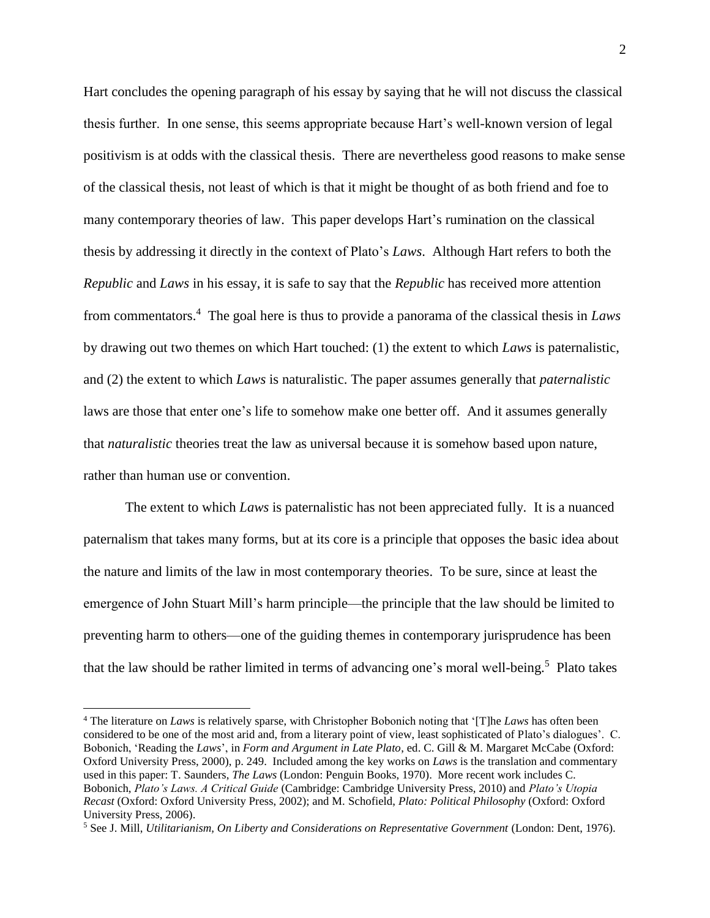Hart concludes the opening paragraph of his essay by saying that he will not discuss the classical thesis further. In one sense, this seems appropriate because Hart's well-known version of legal positivism is at odds with the classical thesis. There are nevertheless good reasons to make sense of the classical thesis, not least of which is that it might be thought of as both friend and foe to many contemporary theories of law. This paper develops Hart's rumination on the classical thesis by addressing it directly in the context of Plato's *Laws*. Although Hart refers to both the *Republic* and *Laws* in his essay, it is safe to say that the *Republic* has received more attention from commentators.[4] The goal here is thus to provide a panorama of the classical thesis in *Laws* by drawing out two themes on which Hart touched: (1) the extent to which *Laws* is paternalistic, and (2) the extent to which *Laws* is naturalistic. The paper assumes generally that *paternalistic* laws are those that enter one's life to somehow make one better off. And it assumes generally that *naturalistic* theories treat the law as universal because it is somehow based upon nature, rather than human use or convention.

The extent to which *Laws* is paternalistic has not been appreciated fully. It is a nuanced paternalism that takes many forms, but at its core is a principle that opposes the basic idea about the nature and limits of the law in most contemporary theories. To be sure, since at least the emergence of John Stuart Mill's harm principle—the principle that the law should be limited to preventing harm to others—one of the guiding themes in contemporary jurisprudence has been that the law should be rather limited in terms of advancing one's moral well-being.[5] Plato takes

---

[4] The literature on *Laws* is relatively sparse, with Christopher Bobonich noting that '[T]he *Laws* has often been considered to be one of the most arid and, from a literary point of view, least sophisticated of Plato's dialogues'. C. Bobonich, 'Reading the *Laws*', in *Form and Argument in Late Plato*, ed. C. Gill & M. Margaret McCabe (Oxford: Oxford University Press, 2000), p. 249. Included among the key works on *Laws* is the translation and commentary used in this paper: T. Saunders, *The Laws* (London: Penguin Books, 1970). More recent work includes C. Bobonich, *Plato's Laws. A Critical Guide* (Cambridge: Cambridge University Press, 2010) and *Plato's Utopia Recast* (Oxford: Oxford University Press, 2002); and M. Schofield, *Plato: Political Philosophy* (Oxford: Oxford University Press, 2006).

[5] See J. Mill, *Utilitarianism, On Liberty and Considerations on Representative Government* (London: Dent, 1976).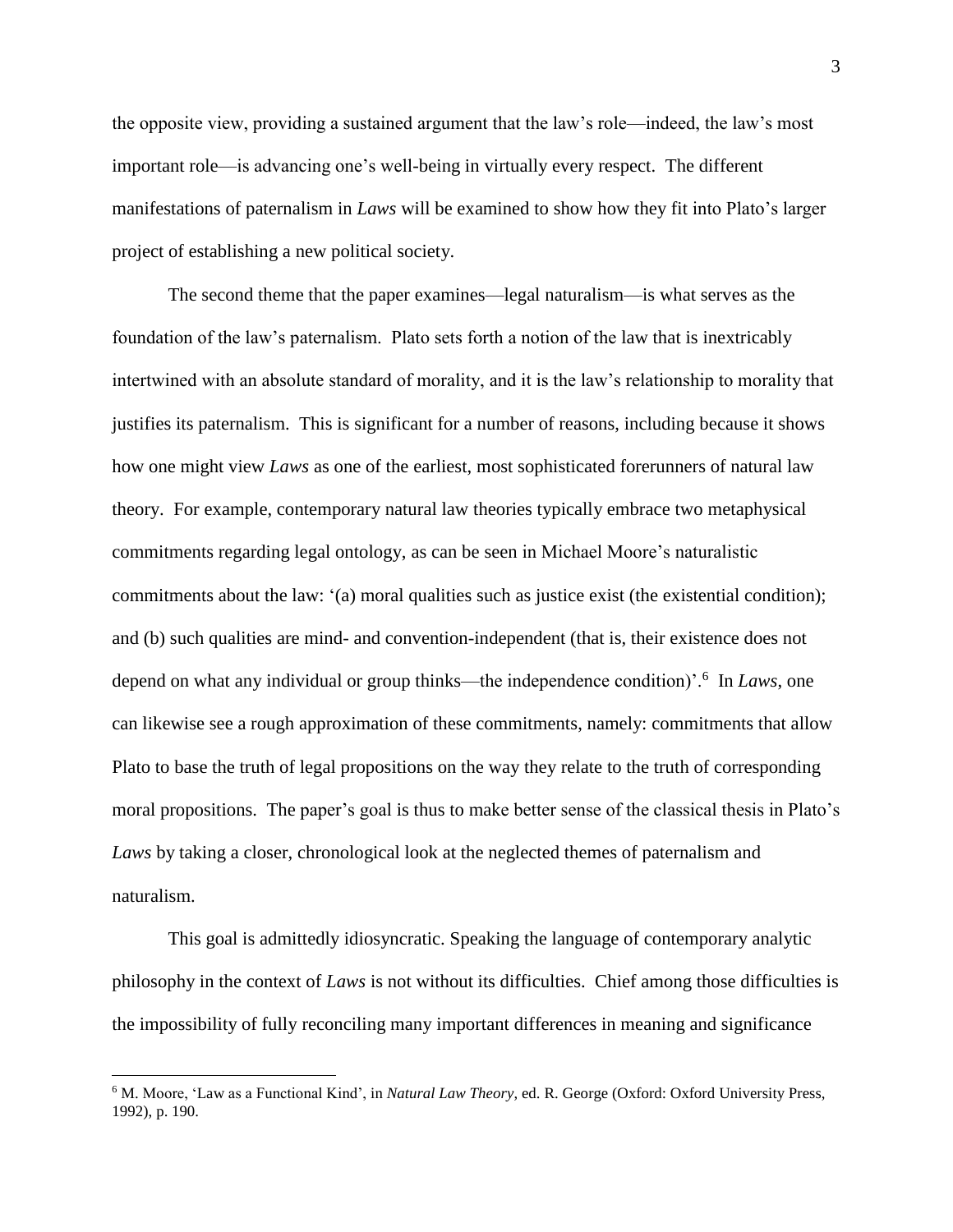the opposite view, providing a sustained argument that the law's role—indeed, the law's most important role—is advancing one's well-being in virtually every respect. The different manifestations of paternalism in *Laws* will be examined to show how they fit into Plato's larger project of establishing a new political society.

The second theme that the paper examines—legal naturalism—is what serves as the foundation of the law's paternalism. Plato sets forth a notion of the law that is inextricably intertwined with an absolute standard of morality, and it is the law's relationship to morality that justifies its paternalism. This is significant for a number of reasons, including because it shows how one might view *Laws* as one of the earliest, most sophisticated forerunners of natural law theory. For example, contemporary natural law theories typically embrace two metaphysical commitments regarding legal ontology, as can be seen in Michael Moore's naturalistic commitments about the law: '(a) moral qualities such as justice exist (the existential condition); and (b) such qualities are mind- and convention-independent (that is, their existence does not depend on what any individual or group thinks—the independence condition)'.[6] In *Laws*, one can likewise see a rough approximation of these commitments, namely: commitments that allow Plato to base the truth of legal propositions on the way they relate to the truth of corresponding moral propositions. The paper's goal is thus to make better sense of the classical thesis in Plato's *Laws* by taking a closer, chronological look at the neglected themes of paternalism and naturalism.

This goal is admittedly idiosyncratic. Speaking the language of contemporary analytic philosophy in the context of *Laws* is not without its difficulties. Chief among those difficulties is the impossibility of fully reconciling many important differences in meaning and significance

[6] M. Moore, 'Law as a Functional Kind', in *Natural Law Theory*, ed. R. George (Oxford: Oxford University Press, 1992), p. 190.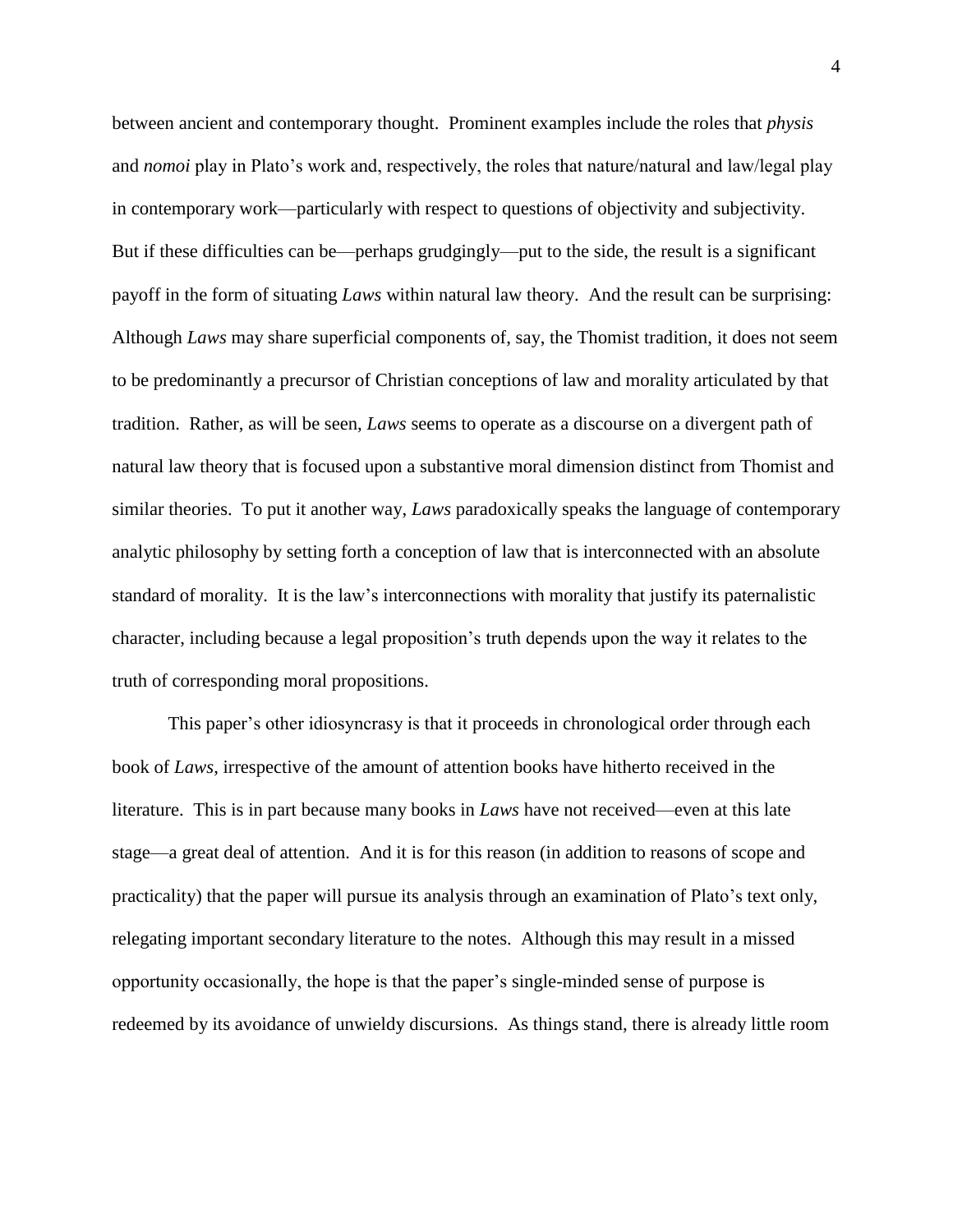between ancient and contemporary thought. Prominent examples include the roles that *physis* and *nomoi* play in Plato's work and, respectively, the roles that nature/natural and law/legal play in contemporary work—particularly with respect to questions of objectivity and subjectivity. But if these difficulties can be—perhaps grudgingly—put to the side, the result is a significant payoff in the form of situating *Laws* within natural law theory. And the result can be surprising: Although *Laws* may share superficial components of, say, the Thomist tradition, it does not seem to be predominantly a precursor of Christian conceptions of law and morality articulated by that tradition. Rather, as will be seen, *Laws* seems to operate as a discourse on a divergent path of natural law theory that is focused upon a substantive moral dimension distinct from Thomist and similar theories. To put it another way, *Laws* paradoxically speaks the language of contemporary analytic philosophy by setting forth a conception of law that is interconnected with an absolute standard of morality. It is the law's interconnections with morality that justify its paternalistic character, including because a legal proposition's truth depends upon the way it relates to the truth of corresponding moral propositions.

This paper's other idiosyncrasy is that it proceeds in chronological order through each book of *Laws*, irrespective of the amount of attention books have hitherto received in the literature. This is in part because many books in *Laws* have not received—even at this late stage—a great deal of attention. And it is for this reason (in addition to reasons of scope and practicality) that the paper will pursue its analysis through an examination of Plato's text only, relegating important secondary literature to the notes. Although this may result in a missed opportunity occasionally, the hope is that the paper's single-minded sense of purpose is redeemed by its avoidance of unwieldy discursions. As things stand, there is already little room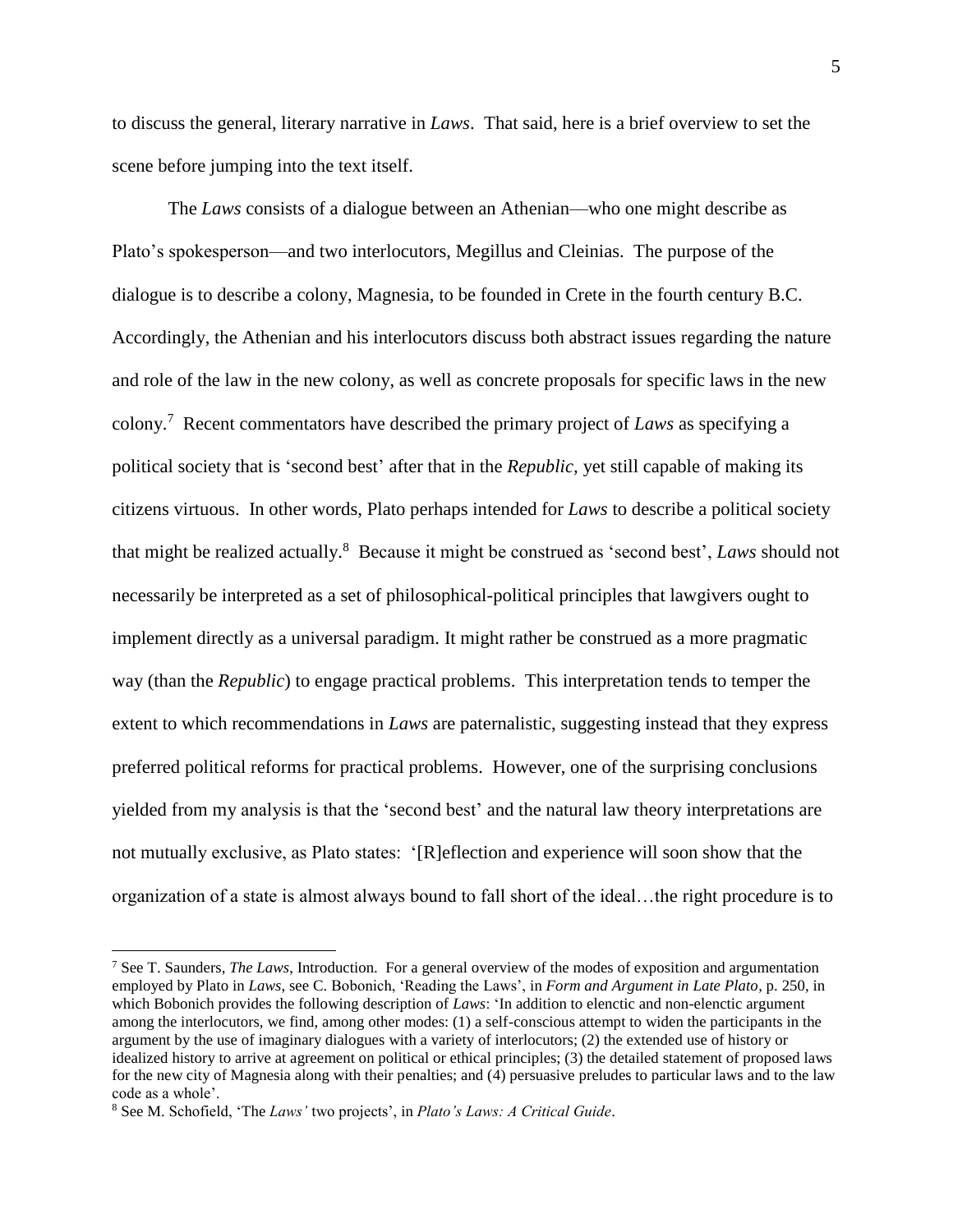to discuss the general, literary narrative in *Laws*. That said, here is a brief overview to set the scene before jumping into the text itself.

The *Laws* consists of a dialogue between an Athenian—who one might describe as Plato's spokesperson—and two interlocutors, Megillus and Cleinias. The purpose of the dialogue is to describe a colony, Magnesia, to be founded in Crete in the fourth century B.C. Accordingly, the Athenian and his interlocutors discuss both abstract issues regarding the nature and role of the law in the new colony, as well as concrete proposals for specific laws in the new colony.[7] Recent commentators have described the primary project of *Laws* as specifying a political society that is 'second best' after that in the *Republic,* yet still capable of making its citizens virtuous. In other words, Plato perhaps intended for *Laws* to describe a political society that might be realized actually.[8] Because it might be construed as 'second best', *Laws* should not necessarily be interpreted as a set of philosophical-political principles that lawgivers ought to implement directly as a universal paradigm. It might rather be construed as a more pragmatic way (than the *Republic*) to engage practical problems. This interpretation tends to temper the extent to which recommendations in *Laws* are paternalistic, suggesting instead that they express preferred political reforms for practical problems. However, one of the surprising conclusions yielded from my analysis is that the 'second best' and the natural law theory interpretations are not mutually exclusive, as Plato states: '[R]eflection and experience will soon show that the organization of a state is almost always bound to fall short of the ideal…the right procedure is to

---

[7] See T. Saunders, *The Laws*, Introduction. For a general overview of the modes of exposition and argumentation employed by Plato in *Laws*, see C. Bobonich, 'Reading the Laws', in *Form and Argument in Late Plato*, p. 250, in which Bobonich provides the following description of *Laws*: 'In addition to elenctic and non-elenctic argument among the interlocutors, we find, among other modes: (1) a self-conscious attempt to widen the participants in the argument by the use of imaginary dialogues with a variety of interlocutors; (2) the extended use of history or idealized history to arrive at agreement on political or ethical principles; (3) the detailed statement of proposed laws for the new city of Magnesia along with their penalties; and (4) persuasive preludes to particular laws and to the law code as a whole'.

[8] See M. Schofield, 'The *Laws'* two projects', in *Plato's Laws: A Critical Guide*.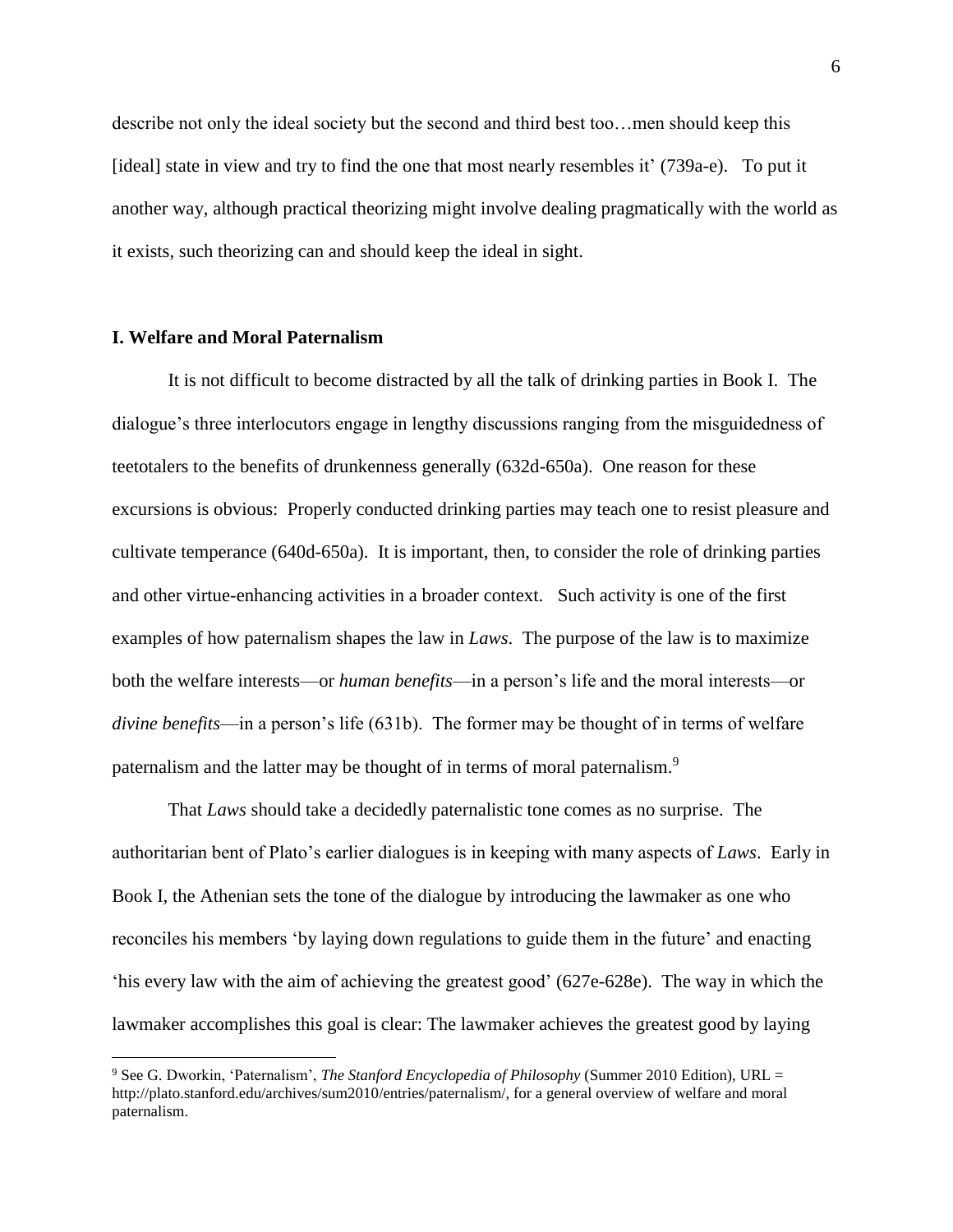describe not only the ideal society but the second and third best too…men should keep this [ideal] state in view and try to find the one that most nearly resembles it' (739a-e). To put it another way, although practical theorizing might involve dealing pragmatically with the world as it exists, such theorizing can and should keep the ideal in sight.

## I. Welfare and Moral Paternalism

It is not difficult to become distracted by all the talk of drinking parties in Book I. The dialogue's three interlocutors engage in lengthy discussions ranging from the misguidedness of teetotalers to the benefits of drunkenness generally (632d-650a). One reason for these excursions is obvious: Properly conducted drinking parties may teach one to resist pleasure and cultivate temperance (640d-650a). It is important, then, to consider the role of drinking parties and other virtue-enhancing activities in a broader context. Such activity is one of the first examples of how paternalism shapes the law in *Laws*. The purpose of the law is to maximize both the welfare interests—or *human benefits*—in a person's life and the moral interests—or *divine benefits*—in a person's life (631b). The former may be thought of in terms of welfare paternalism and the latter may be thought of in terms of moral paternalism.[9]

That *Laws* should take a decidedly paternalistic tone comes as no surprise. The authoritarian bent of Plato's earlier dialogues is in keeping with many aspects of *Laws*. Early in Book I, the Athenian sets the tone of the dialogue by introducing the lawmaker as one who reconciles his members 'by laying down regulations to guide them in the future' and enacting 'his every law with the aim of achieving the greatest good' (627e-628e). The way in which the lawmaker accomplishes this goal is clear: The lawmaker achieves the greatest good by laying

---

[9] See G. Dworkin, 'Paternalism', *The Stanford Encyclopedia of Philosophy* (Summer 2010 Edition), URL = http://plato.stanford.edu/archives/sum2010/entries/paternalism/, for a general overview of welfare and moral paternalism.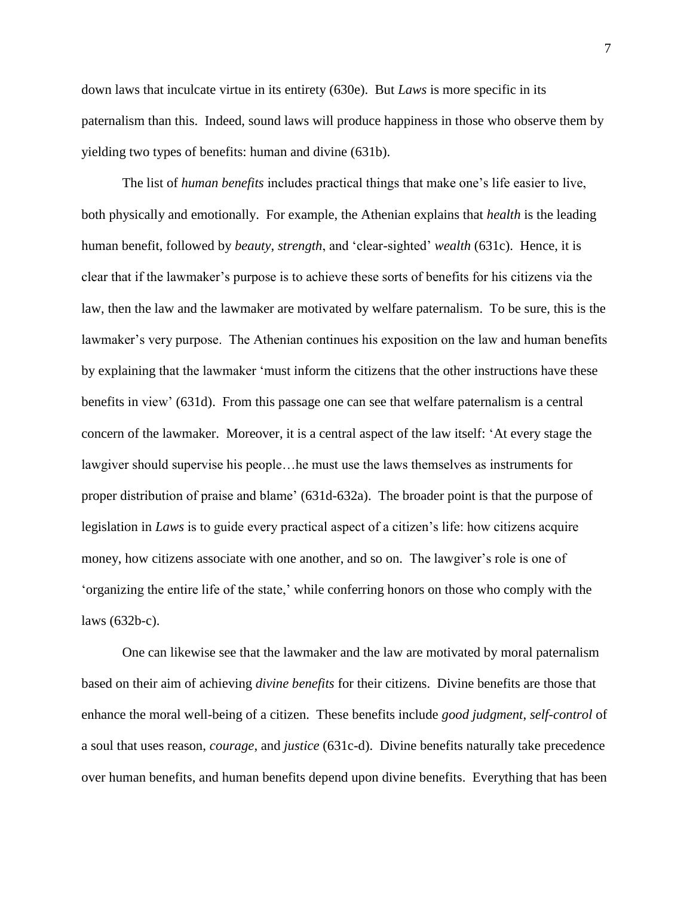down laws that inculcate virtue in its entirety (630e). But *Laws* is more specific in its paternalism than this. Indeed, sound laws will produce happiness in those who observe them by yielding two types of benefits: human and divine (631b).

The list of *human benefits* includes practical things that make one's life easier to live, both physically and emotionally. For example, the Athenian explains that *health* is the leading human benefit, followed by *beauty*, *strength*, and 'clear-sighted' *wealth* (631c). Hence, it is clear that if the lawmaker's purpose is to achieve these sorts of benefits for his citizens via the law, then the law and the lawmaker are motivated by welfare paternalism. To be sure, this is the lawmaker's very purpose. The Athenian continues his exposition on the law and human benefits by explaining that the lawmaker 'must inform the citizens that the other instructions have these benefits in view' (631d). From this passage one can see that welfare paternalism is a central concern of the lawmaker. Moreover, it is a central aspect of the law itself: 'At every stage the lawgiver should supervise his people…he must use the laws themselves as instruments for proper distribution of praise and blame' (631d-632a). The broader point is that the purpose of legislation in *Laws* is to guide every practical aspect of a citizen's life: how citizens acquire money, how citizens associate with one another, and so on. The lawgiver's role is one of 'organizing the entire life of the state,' while conferring honors on those who comply with the laws (632b-c).

One can likewise see that the lawmaker and the law are motivated by moral paternalism based on their aim of achieving *divine benefits* for their citizens. Divine benefits are those that enhance the moral well-being of a citizen. These benefits include *good judgment*, *self-control* of a soul that uses reason, *courage*, and *justice* (631c-d). Divine benefits naturally take precedence over human benefits, and human benefits depend upon divine benefits. Everything that has been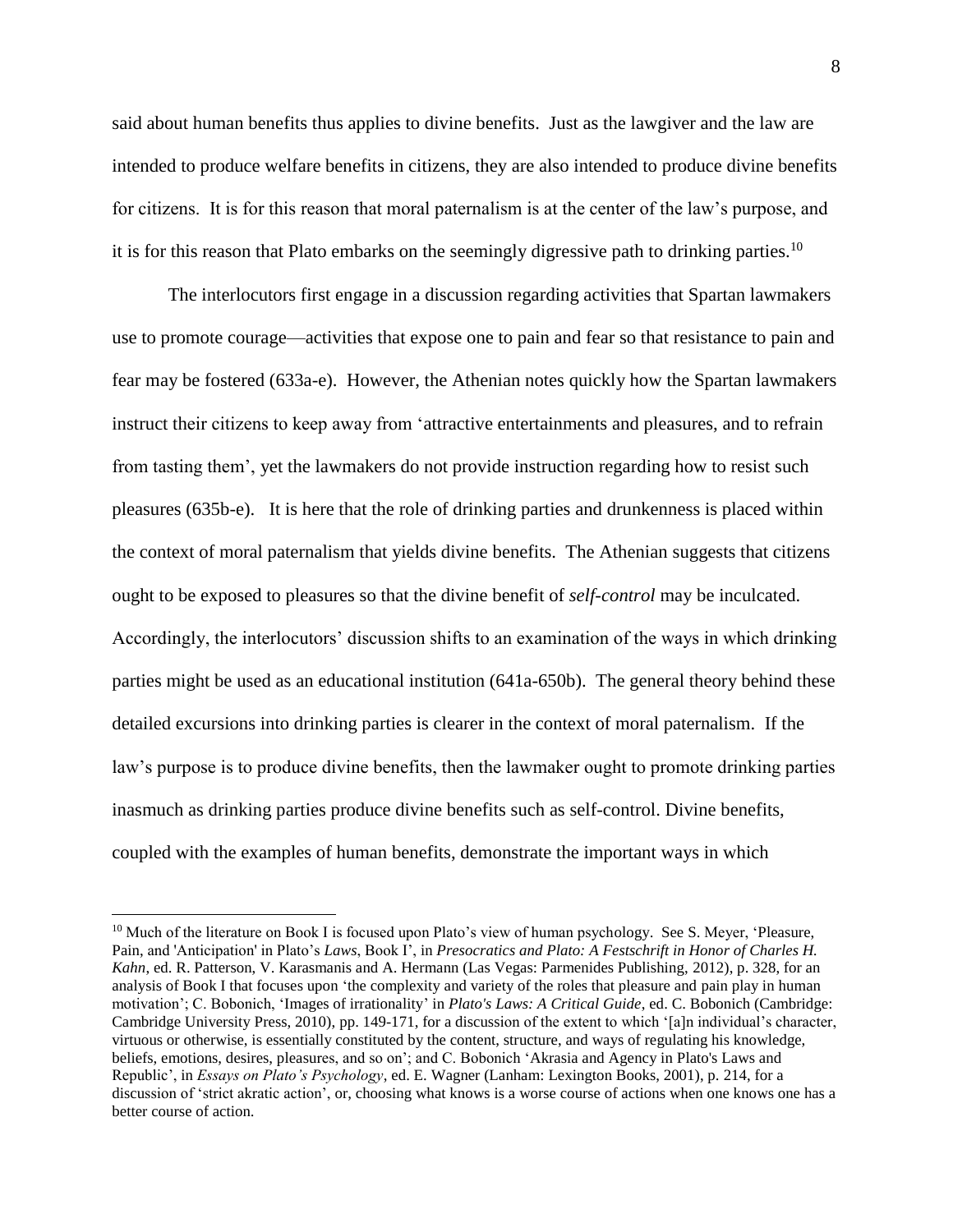said about human benefits thus applies to divine benefits. Just as the lawgiver and the law are intended to produce welfare benefits in citizens, they are also intended to produce divine benefits for citizens. It is for this reason that moral paternalism is at the center of the law's purpose, and it is for this reason that Plato embarks on the seemingly digressive path to drinking parties.[10]

The interlocutors first engage in a discussion regarding activities that Spartan lawmakers use to promote courage—activities that expose one to pain and fear so that resistance to pain and fear may be fostered (633a-e). However, the Athenian notes quickly how the Spartan lawmakers instruct their citizens to keep away from 'attractive entertainments and pleasures, and to refrain from tasting them', yet the lawmakers do not provide instruction regarding how to resist such pleasures (635b-e). It is here that the role of drinking parties and drunkenness is placed within the context of moral paternalism that yields divine benefits. The Athenian suggests that citizens ought to be exposed to pleasures so that the divine benefit of *self-control* may be inculcated. Accordingly, the interlocutors' discussion shifts to an examination of the ways in which drinking parties might be used as an educational institution (641a-650b). The general theory behind these detailed excursions into drinking parties is clearer in the context of moral paternalism. If the law's purpose is to produce divine benefits, then the lawmaker ought to promote drinking parties inasmuch as drinking parties produce divine benefits such as self-control. Divine benefits, coupled with the examples of human benefits, demonstrate the important ways in which

---

[10] Much of the literature on Book I is focused upon Plato's view of human psychology. See S. Meyer, 'Pleasure, Pain, and 'Anticipation' in Plato's *Laws*, Book I', in *Presocratics and Plato: A Festschrift in Honor of Charles H. Kahn*, ed. R. Patterson, V. Karasmanis and A. Hermann (Las Vegas: Parmenides Publishing, 2012), p. 328, for an analysis of Book I that focuses upon 'the complexity and variety of the roles that pleasure and pain play in human motivation'; C. Bobonich, 'Images of irrationality' in *Plato's Laws: A Critical Guide*, ed. C. Bobonich (Cambridge: Cambridge University Press, 2010), pp. 149-171, for a discussion of the extent to which '[a]n individual's character, virtuous or otherwise, is essentially constituted by the content, structure, and ways of regulating his knowledge, beliefs, emotions, desires, pleasures, and so on'; and C. Bobonich 'Akrasia and Agency in Plato's Laws and Republic', in *Essays on Plato's Psychology*, ed. E. Wagner (Lanham: Lexington Books, 2001), p. 214, for a discussion of 'strict akratic action', or, choosing what knows is a worse course of actions when one knows one has a better course of action.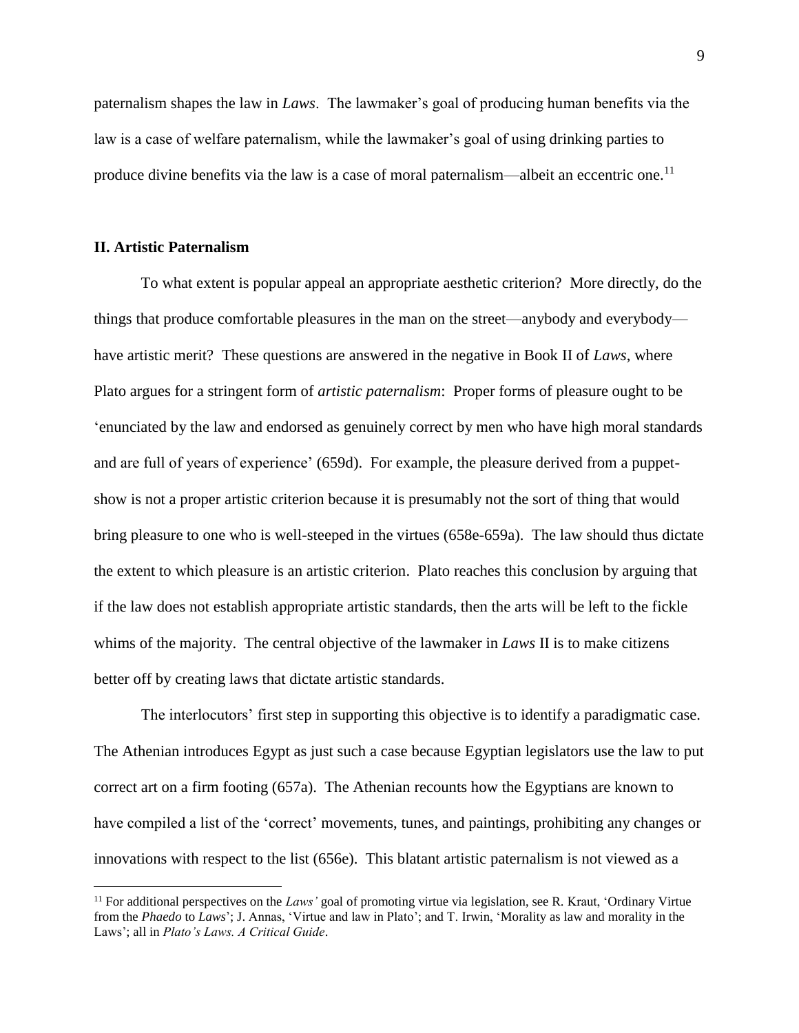paternalism shapes the law in *Laws*. The lawmaker's goal of producing human benefits via the law is a case of welfare paternalism, while the lawmaker's goal of using drinking parties to produce divine benefits via the law is a case of moral paternalism—albeit an eccentric one.[11]

## II. Artistic Paternalism

To what extent is popular appeal an appropriate aesthetic criterion? More directly, do the things that produce comfortable pleasures in the man on the street—anybody and everybody—have artistic merit? These questions are answered in the negative in Book II of *Laws*, where Plato argues for a stringent form of *artistic paternalism*: Proper forms of pleasure ought to be 'enunciated by the law and endorsed as genuinely correct by men who have high moral standards and are full of years of experience' (659d). For example, the pleasure derived from a puppet-show is not a proper artistic criterion because it is presumably not the sort of thing that would bring pleasure to one who is well-steeped in the virtues (658e-659a). The law should thus dictate the extent to which pleasure is an artistic criterion. Plato reaches this conclusion by arguing that if the law does not establish appropriate artistic standards, then the arts will be left to the fickle whims of the majority. The central objective of the lawmaker in *Laws* II is to make citizens better off by creating laws that dictate artistic standards.

The interlocutors' first step in supporting this objective is to identify a paradigmatic case. The Athenian introduces Egypt as just such a case because Egyptian legislators use the law to put correct art on a firm footing (657a). The Athenian recounts how the Egyptians are known to have compiled a list of the 'correct' movements, tunes, and paintings, prohibiting any changes or innovations with respect to the list (656e). This blatant artistic paternalism is not viewed as a

[11] For additional perspectives on the *Laws'* goal of promoting virtue via legislation, see R. Kraut, 'Ordinary Virtue from the *Phaedo* to *Laws*'; J. Annas, 'Virtue and law in Plato'; and T. Irwin, 'Morality as law and morality in the Laws'; all in *Plato's Laws. A Critical Guide*.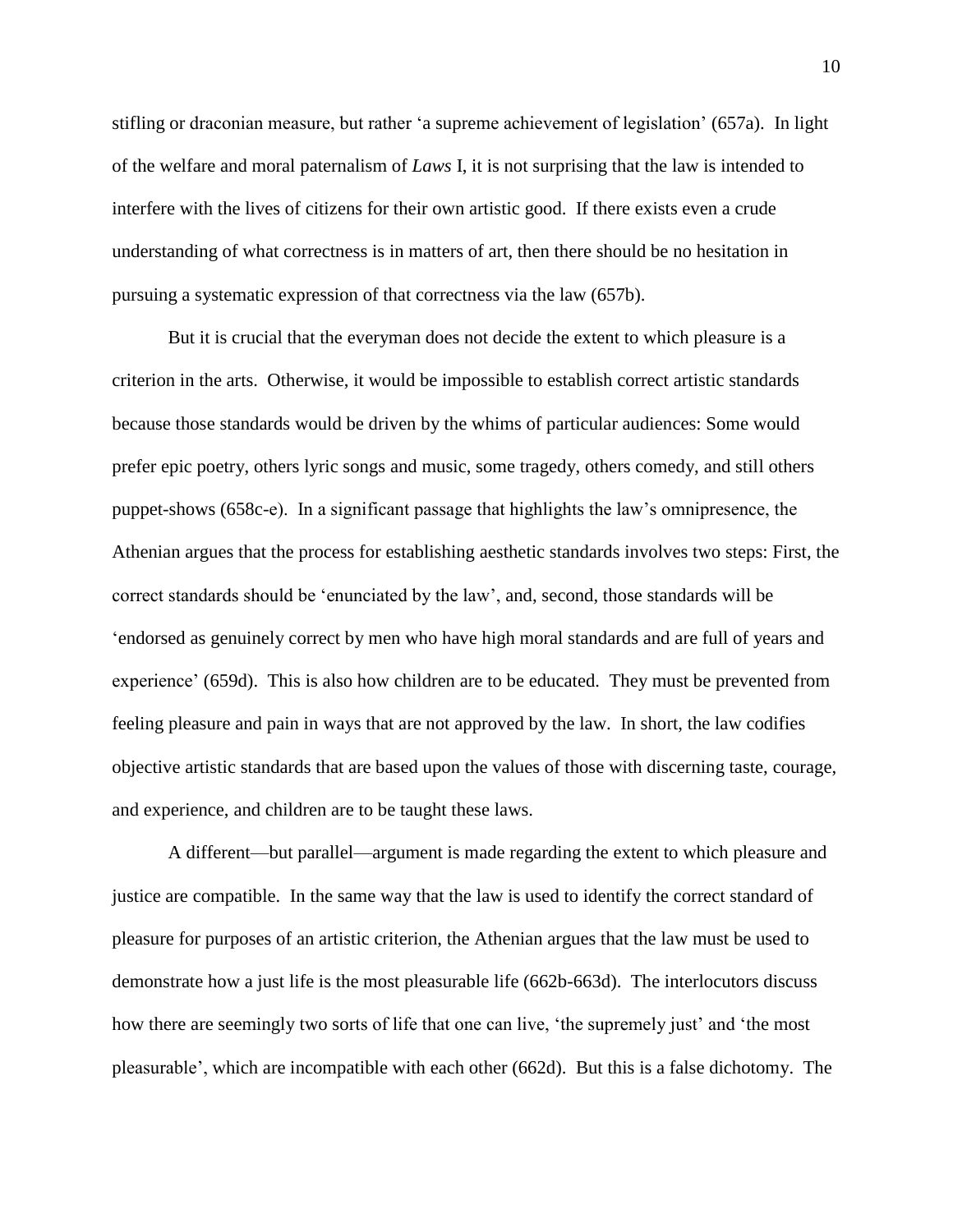stifling or draconian measure, but rather 'a supreme achievement of legislation' (657a). In light of the welfare and moral paternalism of *Laws* I, it is not surprising that the law is intended to interfere with the lives of citizens for their own artistic good. If there exists even a crude understanding of what correctness is in matters of art, then there should be no hesitation in pursuing a systematic expression of that correctness via the law (657b).

But it is crucial that the everyman does not decide the extent to which pleasure is a criterion in the arts. Otherwise, it would be impossible to establish correct artistic standards because those standards would be driven by the whims of particular audiences: Some would prefer epic poetry, others lyric songs and music, some tragedy, others comedy, and still others puppet-shows (658c-e). In a significant passage that highlights the law's omnipresence, the Athenian argues that the process for establishing aesthetic standards involves two steps: First, the correct standards should be 'enunciated by the law', and, second, those standards will be 'endorsed as genuinely correct by men who have high moral standards and are full of years and experience' (659d). This is also how children are to be educated. They must be prevented from feeling pleasure and pain in ways that are not approved by the law. In short, the law codifies objective artistic standards that are based upon the values of those with discerning taste, courage, and experience, and children are to be taught these laws.

A different—but parallel—argument is made regarding the extent to which pleasure and justice are compatible. In the same way that the law is used to identify the correct standard of pleasure for purposes of an artistic criterion, the Athenian argues that the law must be used to demonstrate how a just life is the most pleasurable life (662b-663d). The interlocutors discuss how there are seemingly two sorts of life that one can live, 'the supremely just' and 'the most pleasurable', which are incompatible with each other (662d). But this is a false dichotomy. The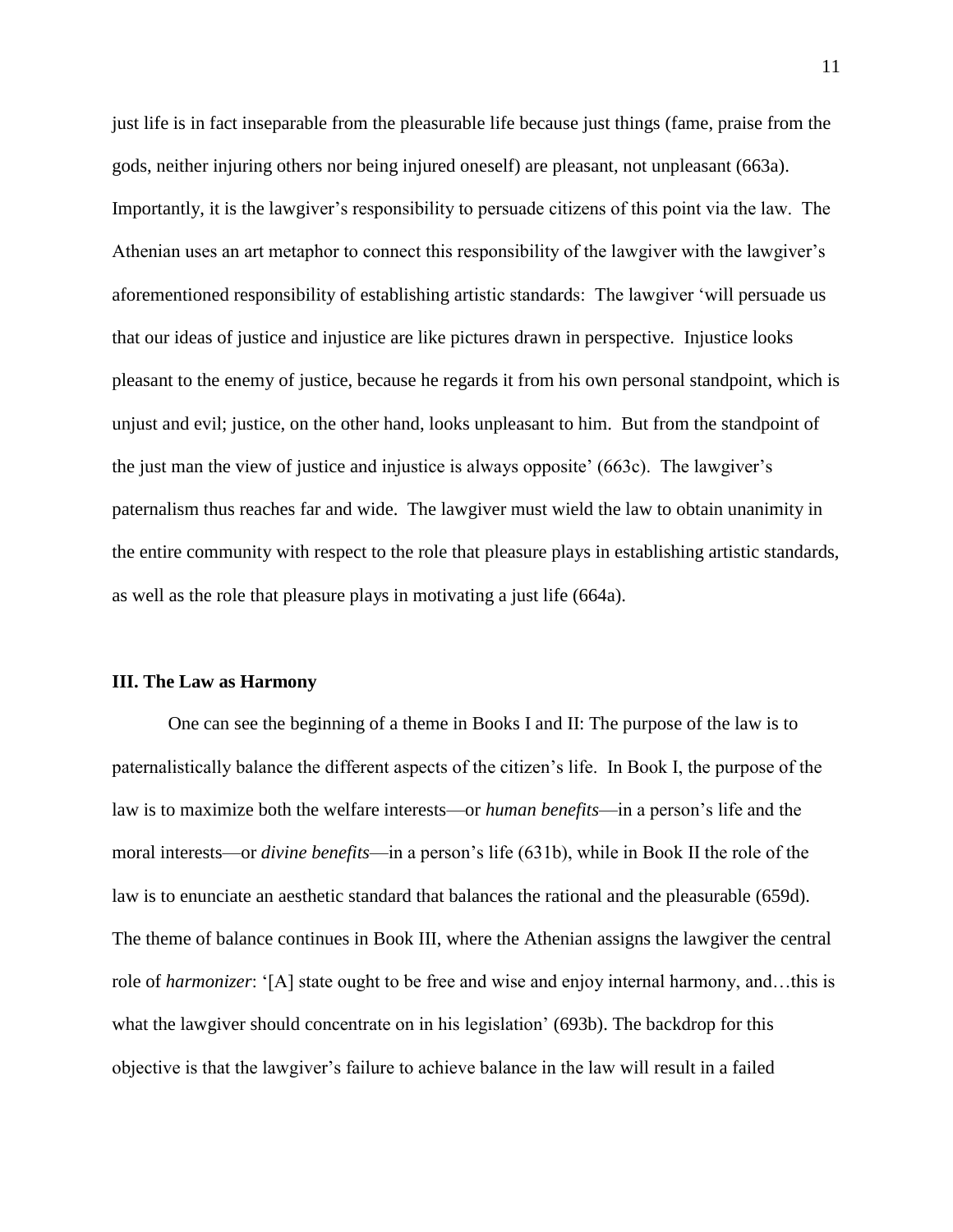just life is in fact inseparable from the pleasurable life because just things (fame, praise from the gods, neither injuring others nor being injured oneself) are pleasant, not unpleasant (663a). Importantly, it is the lawgiver's responsibility to persuade citizens of this point via the law. The Athenian uses an art metaphor to connect this responsibility of the lawgiver with the lawgiver's aforementioned responsibility of establishing artistic standards: The lawgiver 'will persuade us that our ideas of justice and injustice are like pictures drawn in perspective. Injustice looks pleasant to the enemy of justice, because he regards it from his own personal standpoint, which is unjust and evil; justice, on the other hand, looks unpleasant to him. But from the standpoint of the just man the view of justice and injustice is always opposite' (663c). The lawgiver's paternalism thus reaches far and wide. The lawgiver must wield the law to obtain unanimity in the entire community with respect to the role that pleasure plays in establishing artistic standards, as well as the role that pleasure plays in motivating a just life (664a).

### III. The Law as Harmony

One can see the beginning of a theme in Books I and II: The purpose of the law is to paternalistically balance the different aspects of the citizen's life. In Book I, the purpose of the law is to maximize both the welfare interests—or *human benefits*—in a person's life and the moral interests—or *divine benefits*—in a person's life (631b), while in Book II the role of the law is to enunciate an aesthetic standard that balances the rational and the pleasurable (659d). The theme of balance continues in Book III, where the Athenian assigns the lawgiver the central role of *harmonizer*: '[A] state ought to be free and wise and enjoy internal harmony, and…this is what the lawgiver should concentrate on in his legislation' (693b). The backdrop for this objective is that the lawgiver's failure to achieve balance in the law will result in a failed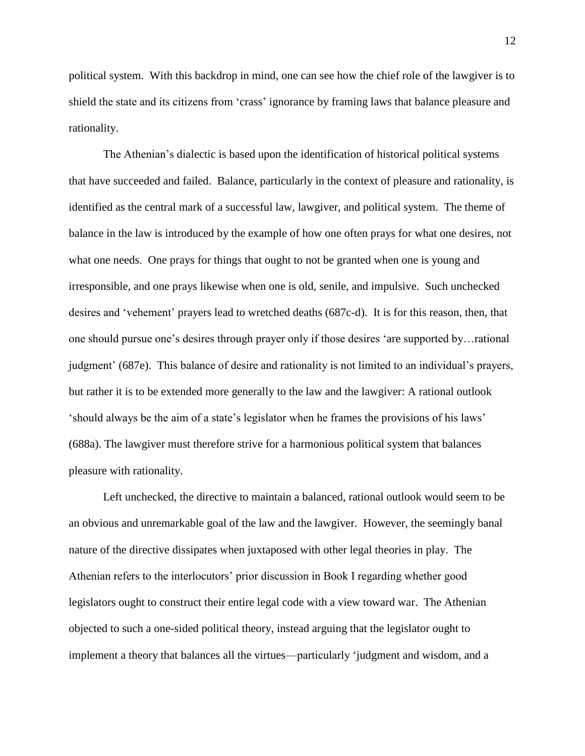political system. With this backdrop in mind, one can see how the chief role of the lawgiver is to shield the state and its citizens from 'crass' ignorance by framing laws that balance pleasure and rationality.

The Athenian's dialectic is based upon the identification of historical political systems that have succeeded and failed. Balance, particularly in the context of pleasure and rationality, is identified as the central mark of a successful law, lawgiver, and political system. The theme of balance in the law is introduced by the example of how one often prays for what one desires, not what one needs. One prays for things that ought to not be granted when one is young and irresponsible, and one prays likewise when one is old, senile, and impulsive. Such unchecked desires and 'vehement' prayers lead to wretched deaths (687c-d). It is for this reason, then, that one should pursue one's desires through prayer only if those desires 'are supported by…rational judgment' (687e). This balance of desire and rationality is not limited to an individual's prayers, but rather it is to be extended more generally to the law and the lawgiver: A rational outlook 'should always be the aim of a state's legislator when he frames the provisions of his laws' (688a). The lawgiver must therefore strive for a harmonious political system that balances pleasure with rationality.

Left unchecked, the directive to maintain a balanced, rational outlook would seem to be an obvious and unremarkable goal of the law and the lawgiver. However, the seemingly banal nature of the directive dissipates when juxtaposed with other legal theories in play. The Athenian refers to the interlocutors' prior discussion in Book I regarding whether good legislators ought to construct their entire legal code with a view toward war. The Athenian objected to such a one-sided political theory, instead arguing that the legislator ought to implement a theory that balances all the virtues—particularly 'judgment and wisdom, and a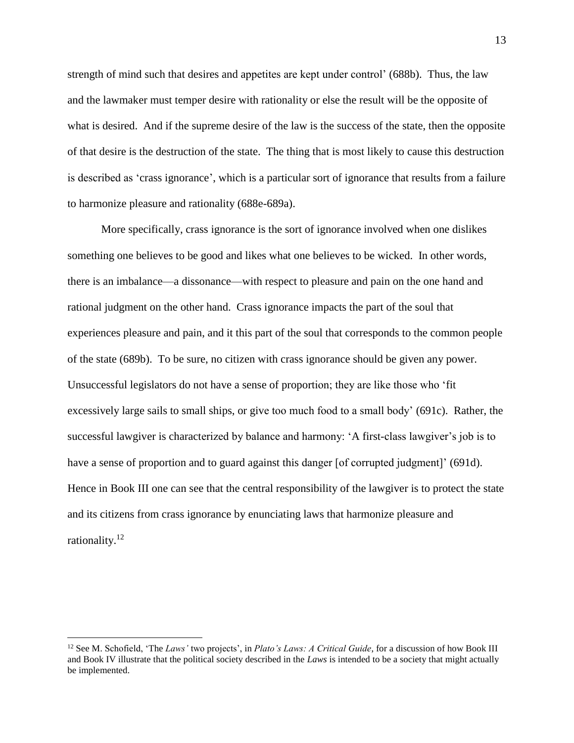strength of mind such that desires and appetites are kept under control' (688b). Thus, the law and the lawmaker must temper desire with rationality or else the result will be the opposite of what is desired. And if the supreme desire of the law is the success of the state, then the opposite of that desire is the destruction of the state. The thing that is most likely to cause this destruction is described as 'crass ignorance', which is a particular sort of ignorance that results from a failure to harmonize pleasure and rationality (688e-689a).

More specifically, crass ignorance is the sort of ignorance involved when one dislikes something one believes to be good and likes what one believes to be wicked. In other words, there is an imbalance—a dissonance—with respect to pleasure and pain on the one hand and rational judgment on the other hand. Crass ignorance impacts the part of the soul that experiences pleasure and pain, and it this part of the soul that corresponds to the common people of the state (689b). To be sure, no citizen with crass ignorance should be given any power. Unsuccessful legislators do not have a sense of proportion; they are like those who 'fit excessively large sails to small ships, or give too much food to a small body' (691c). Rather, the successful lawgiver is characterized by balance and harmony: 'A first-class lawgiver's job is to have a sense of proportion and to guard against this danger [of corrupted judgment]' (691d). Hence in Book III one can see that the central responsibility of the lawgiver is to protect the state and its citizens from crass ignorance by enunciating laws that harmonize pleasure and rationality.[12]

---

[12] See M. Schofield, 'The *Laws'* two projects', in *Plato's Laws: A Critical Guide*, for a discussion of how Book III and Book IV illustrate that the political society described in the *Laws* is intended to be a society that might actually be implemented.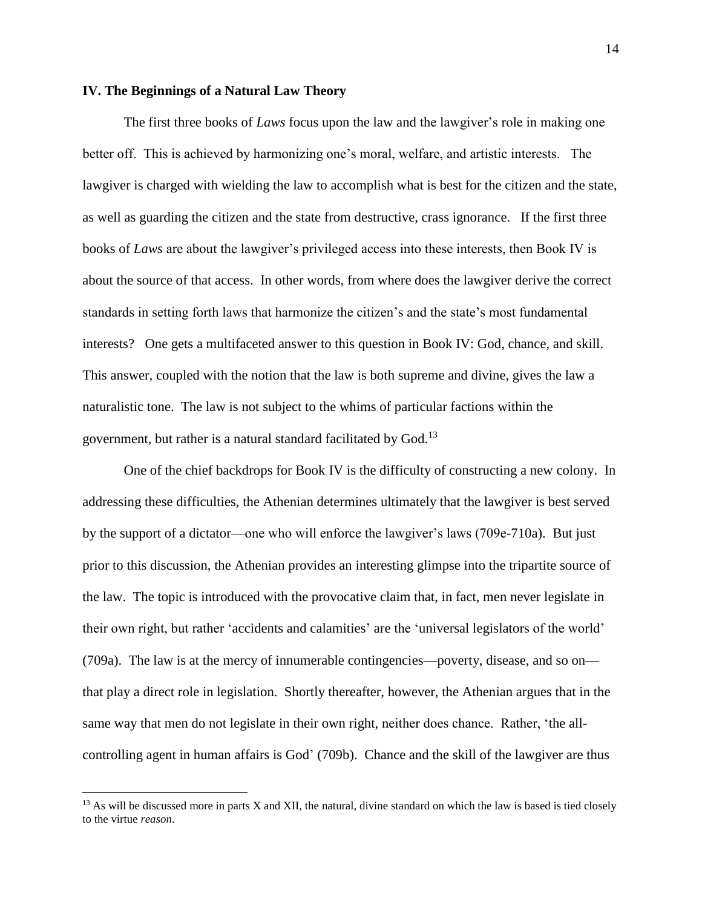## IV. The Beginnings of a Natural Law Theory

The first three books of *Laws* focus upon the law and the lawgiver's role in making one better off. This is achieved by harmonizing one's moral, welfare, and artistic interests. The lawgiver is charged with wielding the law to accomplish what is best for the citizen and the state, as well as guarding the citizen and the state from destructive, crass ignorance. If the first three books of *Laws* are about the lawgiver's privileged access into these interests, then Book IV is about the source of that access. In other words, from where does the lawgiver derive the correct standards in setting forth laws that harmonize the citizen's and the state's most fundamental interests? One gets a multifaceted answer to this question in Book IV: God, chance, and skill. This answer, coupled with the notion that the law is both supreme and divine, gives the law a naturalistic tone. The law is not subject to the whims of particular factions within the government, but rather is a natural standard facilitated by God.[13]

One of the chief backdrops for Book IV is the difficulty of constructing a new colony. In addressing these difficulties, the Athenian determines ultimately that the lawgiver is best served by the support of a dictator—one who will enforce the lawgiver's laws (709e-710a). But just prior to this discussion, the Athenian provides an interesting glimpse into the tripartite source of the law. The topic is introduced with the provocative claim that, in fact, men never legislate in their own right, but rather 'accidents and calamities' are the 'universal legislators of the world' (709a). The law is at the mercy of innumerable contingencies—poverty, disease, and so on—that play a direct role in legislation. Shortly thereafter, however, the Athenian argues that in the same way that men do not legislate in their own right, neither does chance. Rather, 'the all-controlling agent in human affairs is God' (709b). Chance and the skill of the lawgiver are thus

[13] As will be discussed more in parts X and XII, the natural, divine standard on which the law is based is tied closely to the virtue *reason*.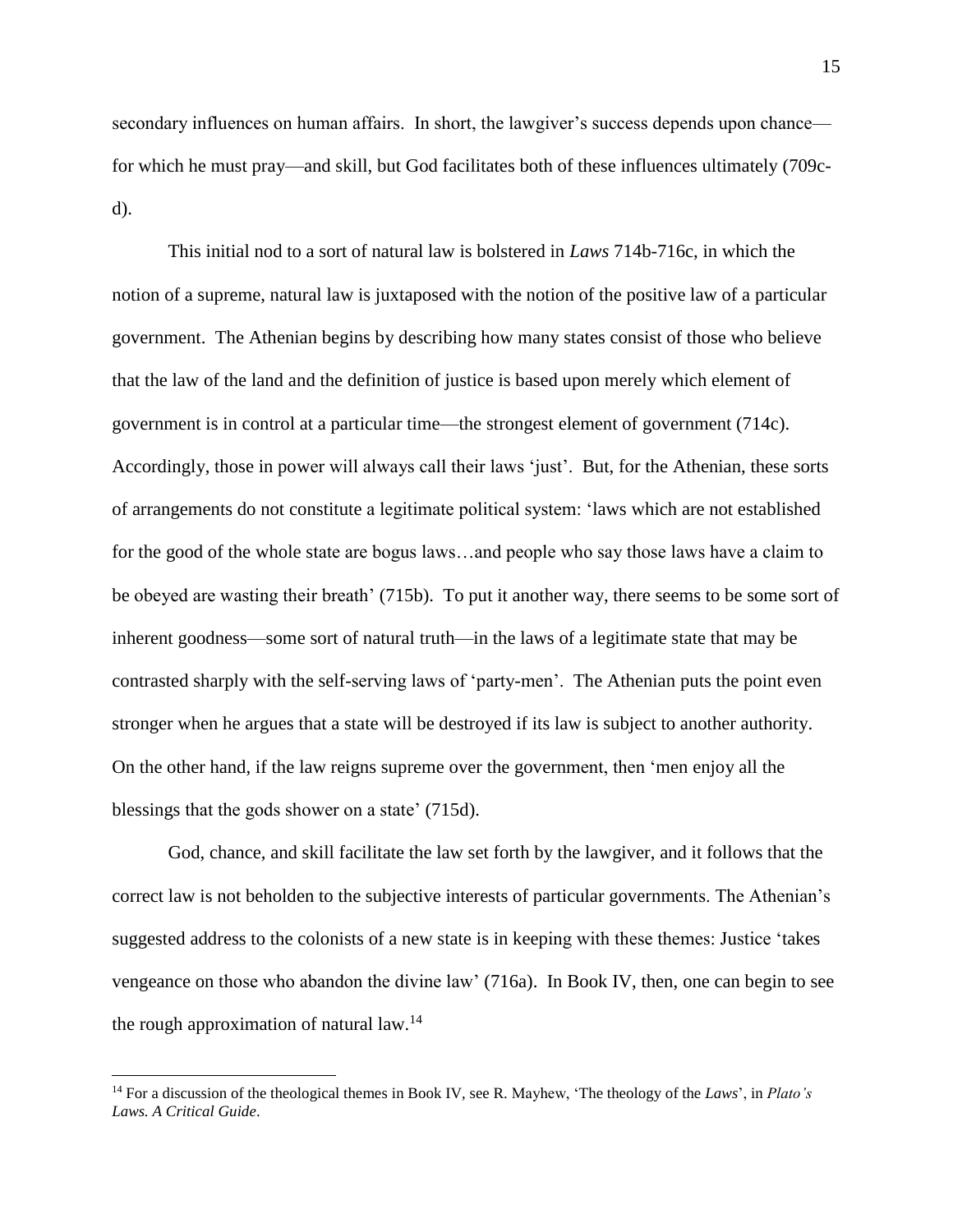secondary influences on human affairs. In short, the lawgiver's success depends upon chance—for which he must pray—and skill, but God facilitates both of these influences ultimately (709c-d).

This initial nod to a sort of natural law is bolstered in *Laws* 714b-716c, in which the notion of a supreme, natural law is juxtaposed with the notion of the positive law of a particular government. The Athenian begins by describing how many states consist of those who believe that the law of the land and the definition of justice is based upon merely which element of government is in control at a particular time—the strongest element of government (714c). Accordingly, those in power will always call their laws 'just'. But, for the Athenian, these sorts of arrangements do not constitute a legitimate political system: 'laws which are not established for the good of the whole state are bogus laws…and people who say those laws have a claim to be obeyed are wasting their breath' (715b). To put it another way, there seems to be some sort of inherent goodness—some sort of natural truth—in the laws of a legitimate state that may be contrasted sharply with the self-serving laws of 'party-men'. The Athenian puts the point even stronger when he argues that a state will be destroyed if its law is subject to another authority. On the other hand, if the law reigns supreme over the government, then 'men enjoy all the blessings that the gods shower on a state' (715d).

God, chance, and skill facilitate the law set forth by the lawgiver, and it follows that the correct law is not beholden to the subjective interests of particular governments. The Athenian's suggested address to the colonists of a new state is in keeping with these themes: Justice 'takes vengeance on those who abandon the divine law' (716a). In Book IV, then, one can begin to see the rough approximation of natural law.[14]

---

[14] For a discussion of the theological themes in Book IV, see R. Mayhew, 'The theology of the *Laws*', in *Plato's Laws. A Critical Guide*.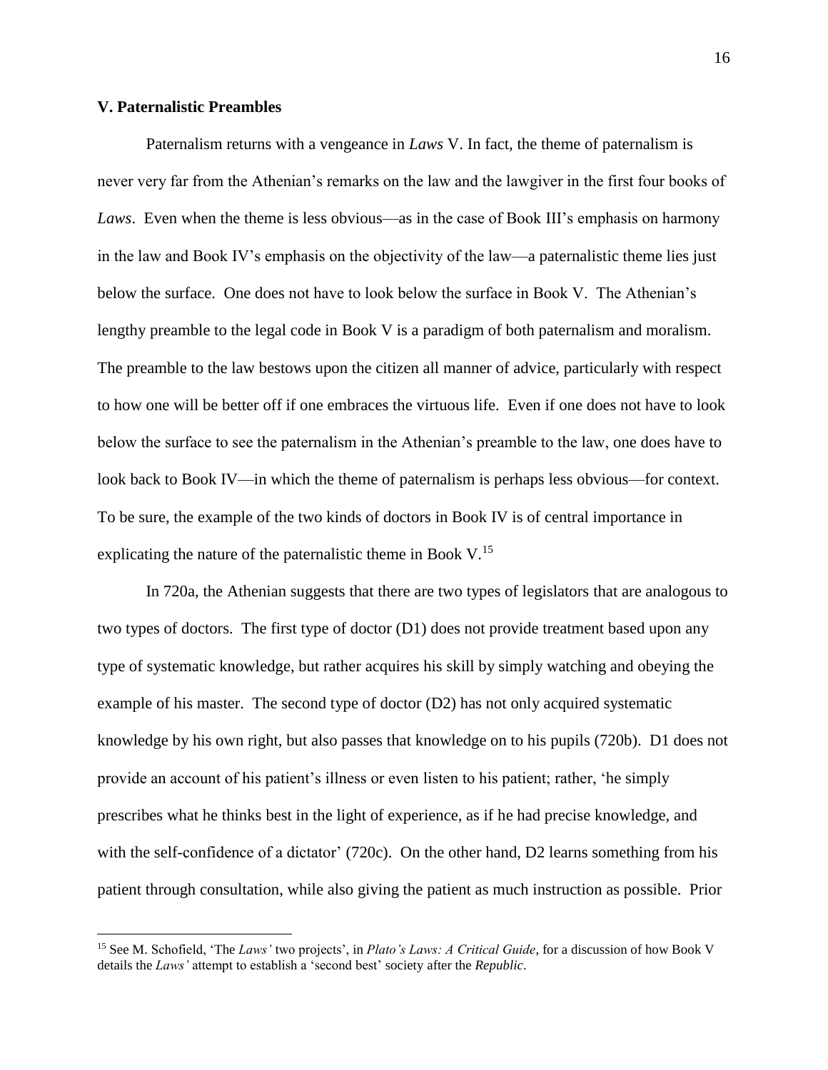### V. Paternalistic Preambles

Paternalism returns with a vengeance in *Laws* V. In fact, the theme of paternalism is never very far from the Athenian's remarks on the law and the lawgiver in the first four books of *Laws*. Even when the theme is less obvious—as in the case of Book III's emphasis on harmony in the law and Book IV's emphasis on the objectivity of the law—a paternalistic theme lies just below the surface. One does not have to look below the surface in Book V. The Athenian's lengthy preamble to the legal code in Book V is a paradigm of both paternalism and moralism. The preamble to the law bestows upon the citizen all manner of advice, particularly with respect to how one will be better off if one embraces the virtuous life. Even if one does not have to look below the surface to see the paternalism in the Athenian's preamble to the law, one does have to look back to Book IV—in which the theme of paternalism is perhaps less obvious—for context. To be sure, the example of the two kinds of doctors in Book IV is of central importance in explicating the nature of the paternalistic theme in Book V.[15]

In 720a, the Athenian suggests that there are two types of legislators that are analogous to two types of doctors. The first type of doctor (D1) does not provide treatment based upon any type of systematic knowledge, but rather acquires his skill by simply watching and obeying the example of his master. The second type of doctor (D2) has not only acquired systematic knowledge by his own right, but also passes that knowledge on to his pupils (720b). D1 does not provide an account of his patient's illness or even listen to his patient; rather, 'he simply prescribes what he thinks best in the light of experience, as if he had precise knowledge, and with the self-confidence of a dictator' (720c). On the other hand, D2 learns something from his patient through consultation, while also giving the patient as much instruction as possible. Prior

[15] See M. Schofield, 'The *Laws'* two projects', in *Plato's Laws: A Critical Guide*, for a discussion of how Book V details the *Laws'* attempt to establish a 'second best' society after the *Republic*.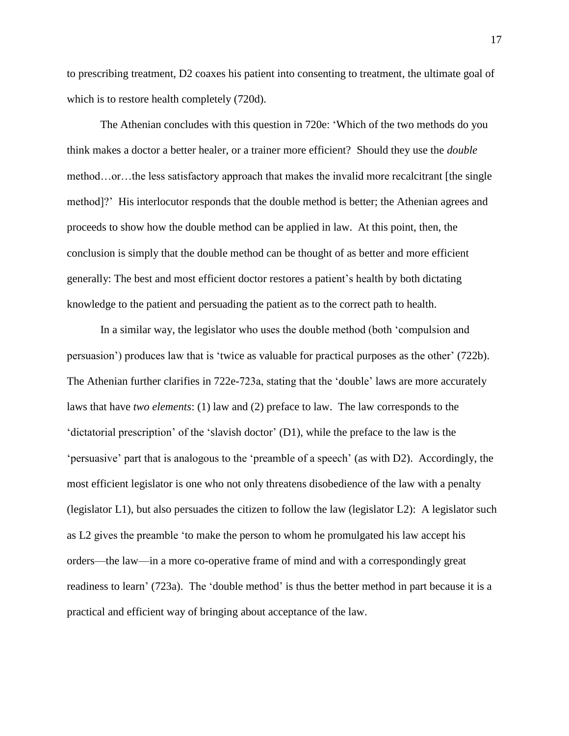to prescribing treatment, D2 coaxes his patient into consenting to treatment, the ultimate goal of which is to restore health completely (720d).

The Athenian concludes with this question in 720e: 'Which of the two methods do you think makes a doctor a better healer, or a trainer more efficient? Should they use the *double* method…or…the less satisfactory approach that makes the invalid more recalcitrant [the single method]?' His interlocutor responds that the double method is better; the Athenian agrees and proceeds to show how the double method can be applied in law. At this point, then, the conclusion is simply that the double method can be thought of as better and more efficient generally: The best and most efficient doctor restores a patient's health by both dictating knowledge to the patient and persuading the patient as to the correct path to health.

In a similar way, the legislator who uses the double method (both 'compulsion and persuasion') produces law that is 'twice as valuable for practical purposes as the other' (722b). The Athenian further clarifies in 722e-723a, stating that the 'double' laws are more accurately laws that have *two elements*: (1) law and (2) preface to law. The law corresponds to the 'dictatorial prescription' of the 'slavish doctor' (D1), while the preface to the law is the 'persuasive' part that is analogous to the 'preamble of a speech' (as with D2). Accordingly, the most efficient legislator is one who not only threatens disobedience of the law with a penalty (legislator L1), but also persuades the citizen to follow the law (legislator L2): A legislator such as L2 gives the preamble 'to make the person to whom he promulgated his law accept his orders—the law—in a more co-operative frame of mind and with a correspondingly great readiness to learn' (723a). The 'double method' is thus the better method in part because it is a practical and efficient way of bringing about acceptance of the law.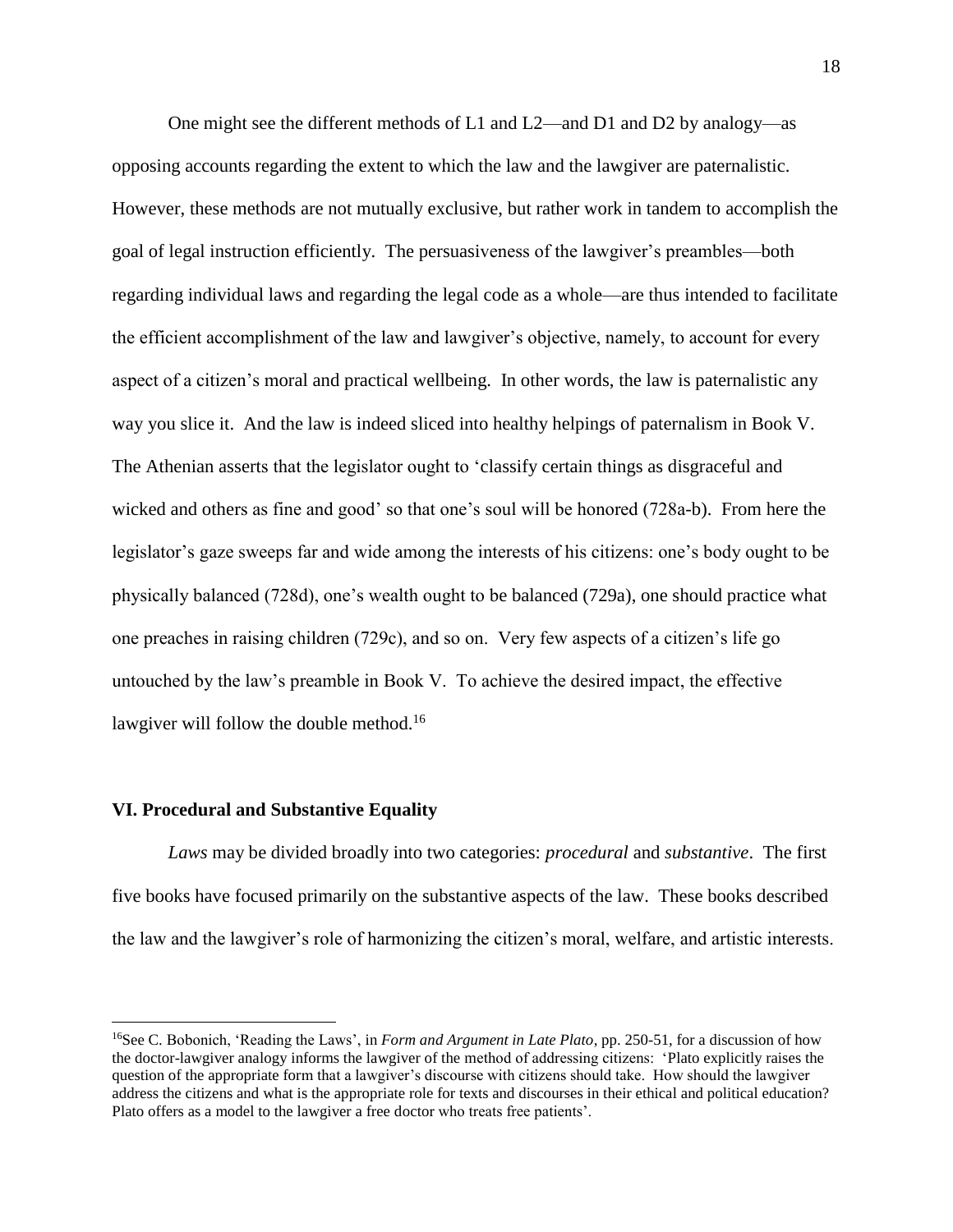One might see the different methods of L1 and L2—and D1 and D2 by analogy—as opposing accounts regarding the extent to which the law and the lawgiver are paternalistic. However, these methods are not mutually exclusive, but rather work in tandem to accomplish the goal of legal instruction efficiently. The persuasiveness of the lawgiver's preambles—both regarding individual laws and regarding the legal code as a whole—are thus intended to facilitate the efficient accomplishment of the law and lawgiver's objective, namely, to account for every aspect of a citizen's moral and practical wellbeing. In other words, the law is paternalistic any way you slice it. And the law is indeed sliced into healthy helpings of paternalism in Book V. The Athenian asserts that the legislator ought to 'classify certain things as disgraceful and wicked and others as fine and good' so that one's soul will be honored (728a-b). From here the legislator's gaze sweeps far and wide among the interests of his citizens: one's body ought to be physically balanced (728d), one's wealth ought to be balanced (729a), one should practice what one preaches in raising children (729c), and so on. Very few aspects of a citizen's life go untouched by the law's preamble in Book V. To achieve the desired impact, the effective lawgiver will follow the double method.[16]

## VI. Procedural and Substantive Equality

*Laws* may be divided broadly into two categories: *procedural* and *substantive*. The first five books have focused primarily on the substantive aspects of the law. These books described the law and the lawgiver's role of harmonizing the citizen's moral, welfare, and artistic interests.

---

[16]See C. Bobonich, 'Reading the Laws', in *Form and Argument in Late Plato*, pp. 250-51, for a discussion of how the doctor-lawgiver analogy informs the lawgiver of the method of addressing citizens: 'Plato explicitly raises the question of the appropriate form that a lawgiver's discourse with citizens should take. How should the lawgiver address the citizens and what is the appropriate role for texts and discourses in their ethical and political education? Plato offers as a model to the lawgiver a free doctor who treats free patients'.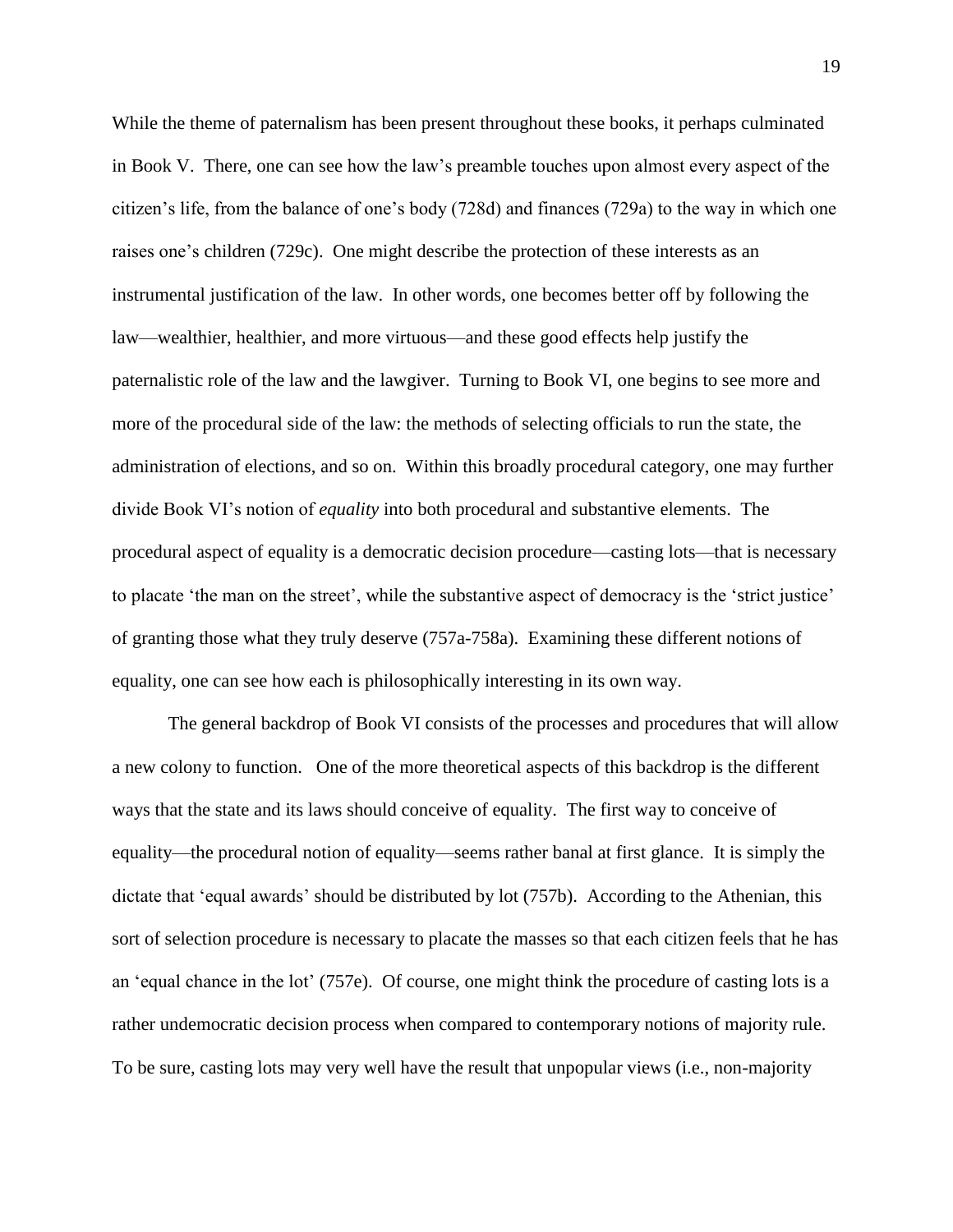While the theme of paternalism has been present throughout these books, it perhaps culminated in Book V. There, one can see how the law's preamble touches upon almost every aspect of the citizen's life, from the balance of one's body (728d) and finances (729a) to the way in which one raises one's children (729c). One might describe the protection of these interests as an instrumental justification of the law. In other words, one becomes better off by following the law—wealthier, healthier, and more virtuous—and these good effects help justify the paternalistic role of the law and the lawgiver. Turning to Book VI, one begins to see more and more of the procedural side of the law: the methods of selecting officials to run the state, the administration of elections, and so on. Within this broadly procedural category, one may further divide Book VI's notion of *equality* into both procedural and substantive elements. The procedural aspect of equality is a democratic decision procedure—casting lots—that is necessary to placate 'the man on the street', while the substantive aspect of democracy is the 'strict justice' of granting those what they truly deserve (757a-758a). Examining these different notions of equality, one can see how each is philosophically interesting in its own way.

The general backdrop of Book VI consists of the processes and procedures that will allow a new colony to function. One of the more theoretical aspects of this backdrop is the different ways that the state and its laws should conceive of equality. The first way to conceive of equality—the procedural notion of equality—seems rather banal at first glance. It is simply the dictate that 'equal awards' should be distributed by lot (757b). According to the Athenian, this sort of selection procedure is necessary to placate the masses so that each citizen feels that he has an 'equal chance in the lot' (757e). Of course, one might think the procedure of casting lots is a rather undemocratic decision process when compared to contemporary notions of majority rule. To be sure, casting lots may very well have the result that unpopular views (i.e., non-majority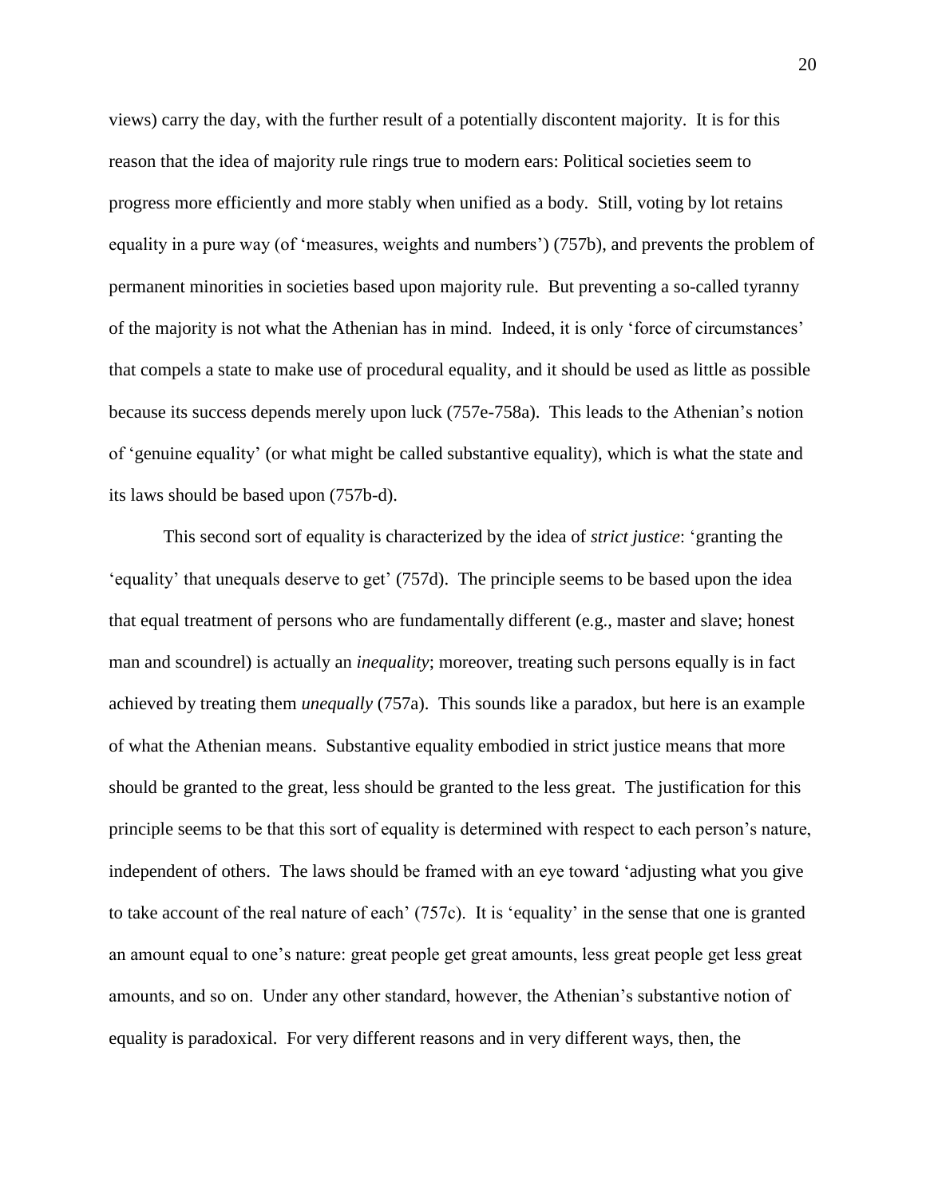views) carry the day, with the further result of a potentially discontent majority. It is for this reason that the idea of majority rule rings true to modern ears: Political societies seem to progress more efficiently and more stably when unified as a body. Still, voting by lot retains equality in a pure way (of 'measures, weights and numbers') (757b), and prevents the problem of permanent minorities in societies based upon majority rule. But preventing a so-called tyranny of the majority is not what the Athenian has in mind. Indeed, it is only 'force of circumstances' that compels a state to make use of procedural equality, and it should be used as little as possible because its success depends merely upon luck (757e-758a). This leads to the Athenian's notion of 'genuine equality' (or what might be called substantive equality), which is what the state and its laws should be based upon (757b-d).

This second sort of equality is characterized by the idea of *strict justice*: 'granting the 'equality' that unequals deserve to get' (757d). The principle seems to be based upon the idea that equal treatment of persons who are fundamentally different (e.g., master and slave; honest man and scoundrel) is actually an *inequality*; moreover, treating such persons equally is in fact achieved by treating them *unequally* (757a). This sounds like a paradox, but here is an example of what the Athenian means. Substantive equality embodied in strict justice means that more should be granted to the great, less should be granted to the less great. The justification for this principle seems to be that this sort of equality is determined with respect to each person's nature, independent of others. The laws should be framed with an eye toward 'adjusting what you give to take account of the real nature of each' (757c). It is 'equality' in the sense that one is granted an amount equal to one's nature: great people get great amounts, less great people get less great amounts, and so on. Under any other standard, however, the Athenian's substantive notion of equality is paradoxical. For very different reasons and in very different ways, then, the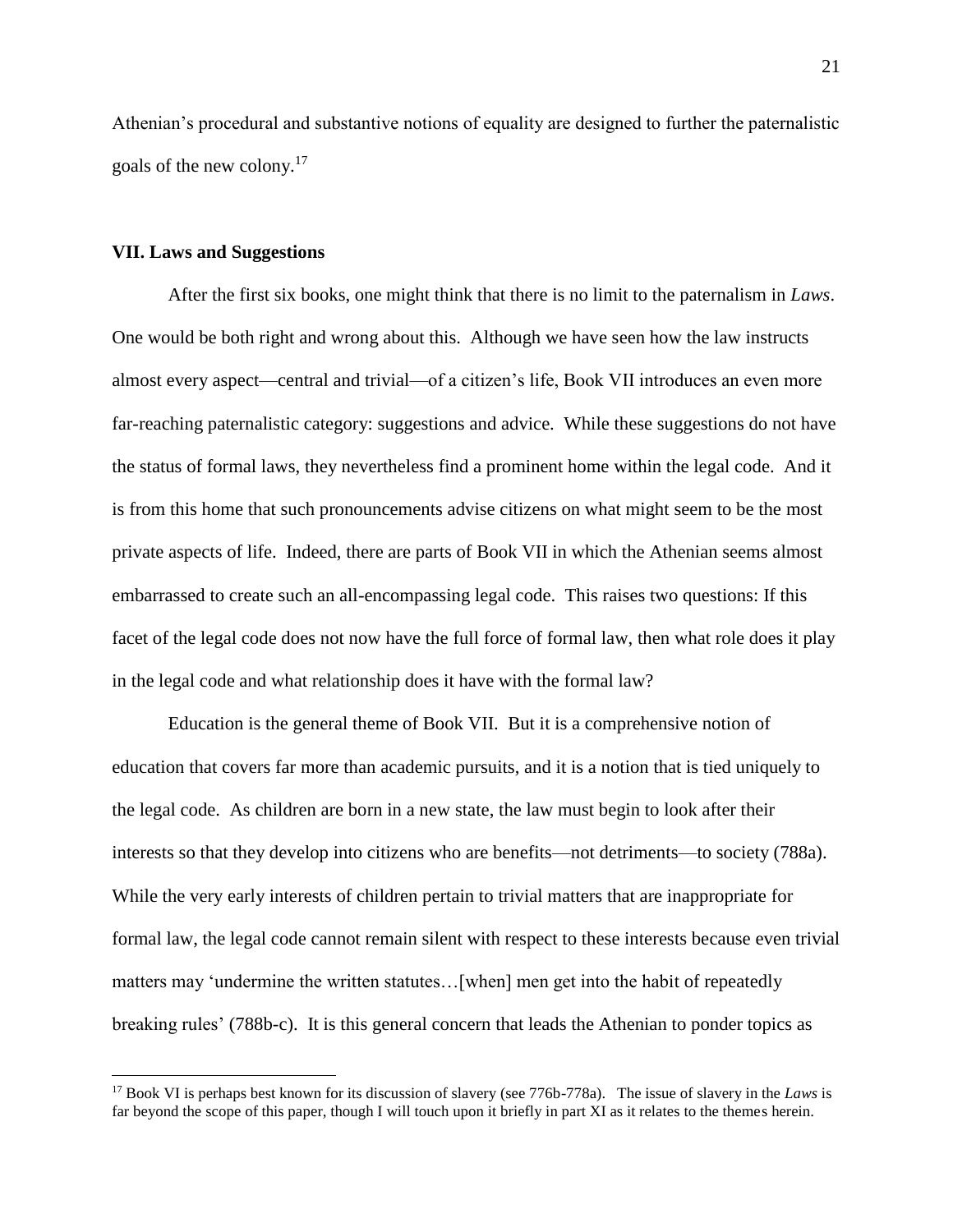Athenian's procedural and substantive notions of equality are designed to further the paternalistic goals of the new colony.[17]

### VII. Laws and Suggestions

After the first six books, one might think that there is no limit to the paternalism in *Laws*. One would be both right and wrong about this. Although we have seen how the law instructs almost every aspect—central and trivial—of a citizen's life, Book VII introduces an even more far-reaching paternalistic category: suggestions and advice. While these suggestions do not have the status of formal laws, they nevertheless find a prominent home within the legal code. And it is from this home that such pronouncements advise citizens on what might seem to be the most private aspects of life. Indeed, there are parts of Book VII in which the Athenian seems almost embarrassed to create such an all-encompassing legal code. This raises two questions: If this facet of the legal code does not now have the full force of formal law, then what role does it play in the legal code and what relationship does it have with the formal law?

Education is the general theme of Book VII. But it is a comprehensive notion of education that covers far more than academic pursuits, and it is a notion that is tied uniquely to the legal code. As children are born in a new state, the law must begin to look after their interests so that they develop into citizens who are benefits—not detriments—to society (788a). While the very early interests of children pertain to trivial matters that are inappropriate for formal law, the legal code cannot remain silent with respect to these interests because even trivial matters may 'undermine the written statutes…[when] men get into the habit of repeatedly breaking rules' (788b-c). It is this general concern that leads the Athenian to ponder topics as

[17] Book VI is perhaps best known for its discussion of slavery (see 776b-778a). The issue of slavery in the *Laws* is far beyond the scope of this paper, though I will touch upon it briefly in part XI as it relates to the themes herein.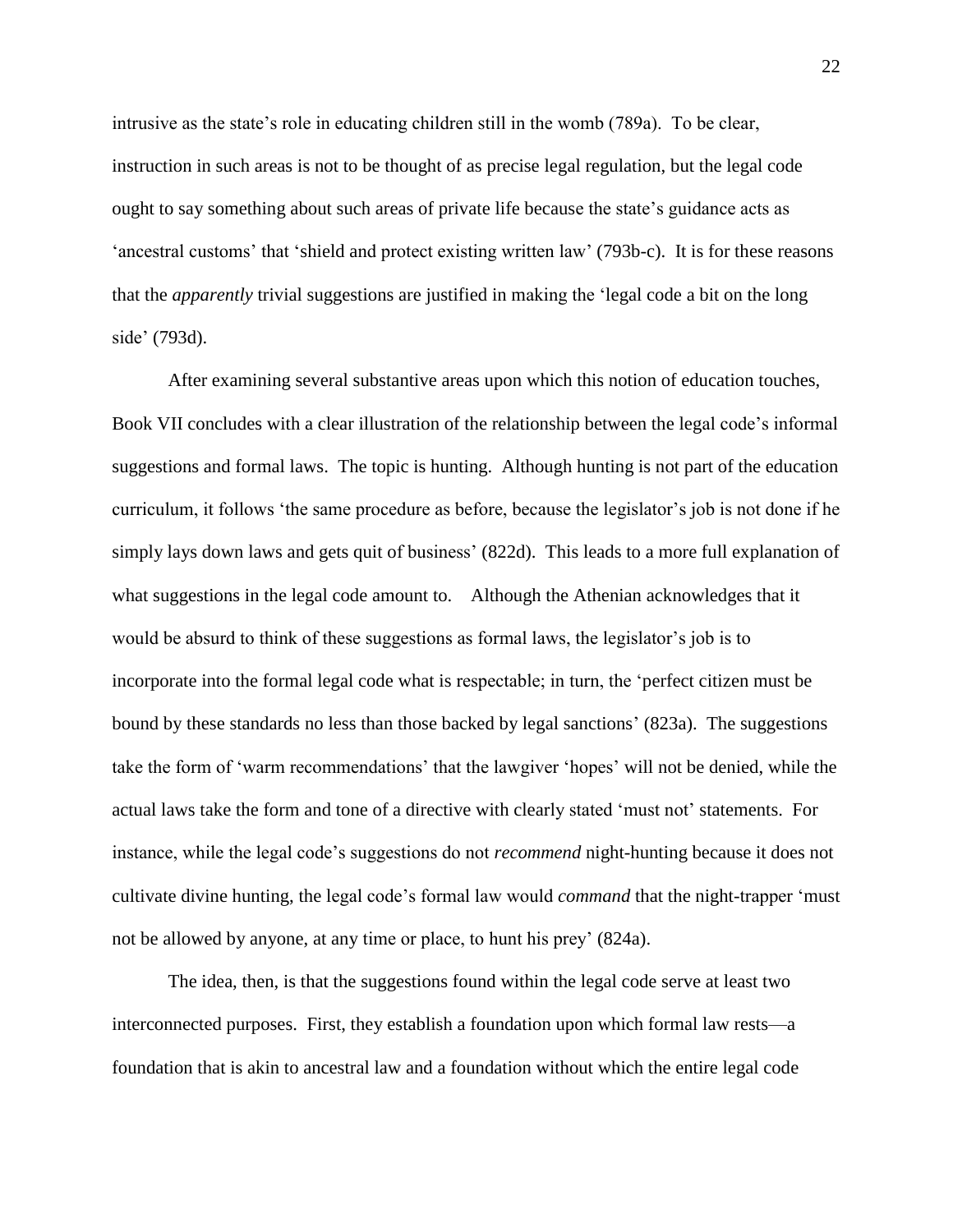intrusive as the state's role in educating children still in the womb (789a). To be clear, instruction in such areas is not to be thought of as precise legal regulation, but the legal code ought to say something about such areas of private life because the state's guidance acts as 'ancestral customs' that 'shield and protect existing written law' (793b-c). It is for these reasons that the *apparently* trivial suggestions are justified in making the 'legal code a bit on the long side' (793d).

After examining several substantive areas upon which this notion of education touches, Book VII concludes with a clear illustration of the relationship between the legal code's informal suggestions and formal laws. The topic is hunting. Although hunting is not part of the education curriculum, it follows 'the same procedure as before, because the legislator's job is not done if he simply lays down laws and gets quit of business' (822d). This leads to a more full explanation of what suggestions in the legal code amount to. Although the Athenian acknowledges that it would be absurd to think of these suggestions as formal laws, the legislator's job is to incorporate into the formal legal code what is respectable; in turn, the 'perfect citizen must be bound by these standards no less than those backed by legal sanctions' (823a). The suggestions take the form of 'warm recommendations' that the lawgiver 'hopes' will not be denied, while the actual laws take the form and tone of a directive with clearly stated 'must not' statements. For instance, while the legal code's suggestions do not *recommend* night-hunting because it does not cultivate divine hunting, the legal code's formal law would *command* that the night-trapper 'must not be allowed by anyone, at any time or place, to hunt his prey' (824a).

The idea, then, is that the suggestions found within the legal code serve at least two interconnected purposes. First, they establish a foundation upon which formal law rests—a foundation that is akin to ancestral law and a foundation without which the entire legal code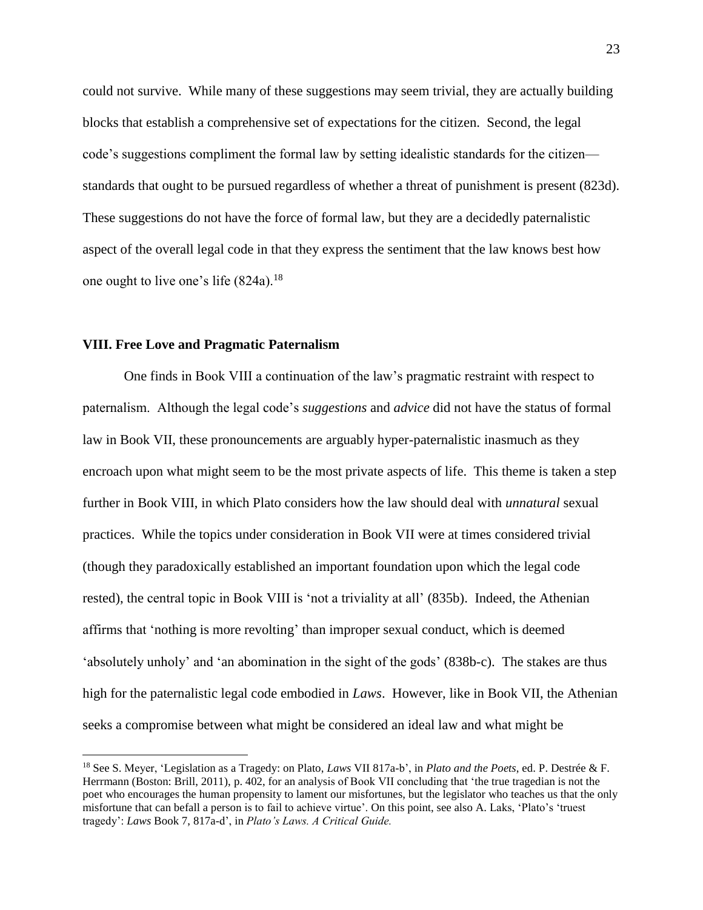could not survive. While many of these suggestions may seem trivial, they are actually building blocks that establish a comprehensive set of expectations for the citizen. Second, the legal code's suggestions compliment the formal law by setting idealistic standards for the citizen—standards that ought to be pursued regardless of whether a threat of punishment is present (823d). These suggestions do not have the force of formal law, but they are a decidedly paternalistic aspect of the overall legal code in that they express the sentiment that the law knows best how one ought to live one's life (824a).[18]

### VIII. Free Love and Pragmatic Paternalism

One finds in Book VIII a continuation of the law's pragmatic restraint with respect to paternalism. Although the legal code's *suggestions* and *advice* did not have the status of formal law in Book VII, these pronouncements are arguably hyper-paternalistic inasmuch as they encroach upon what might seem to be the most private aspects of life. This theme is taken a step further in Book VIII, in which Plato considers how the law should deal with *unnatural* sexual practices. While the topics under consideration in Book VII were at times considered trivial (though they paradoxically established an important foundation upon which the legal code rested), the central topic in Book VIII is 'not a triviality at all' (835b). Indeed, the Athenian affirms that 'nothing is more revolting' than improper sexual conduct, which is deemed 'absolutely unholy' and 'an abomination in the sight of the gods' (838b-c). The stakes are thus high for the paternalistic legal code embodied in *Laws*. However, like in Book VII, the Athenian seeks a compromise between what might be considered an ideal law and what might be

---

[18] See S. Meyer, 'Legislation as a Tragedy: on Plato, *Laws* VII 817a-b', in *Plato and the Poets*, ed. P. Destrée & F. Herrmann (Boston: Brill, 2011), p. 402, for an analysis of Book VII concluding that 'the true tragedian is not the poet who encourages the human propensity to lament our misfortunes, but the legislator who teaches us that the only misfortune that can befall a person is to fail to achieve virtue'. On this point, see also A. Laks, 'Plato's 'truest tragedy': *Laws* Book 7, 817a-d', in *Plato's Laws. A Critical Guide.*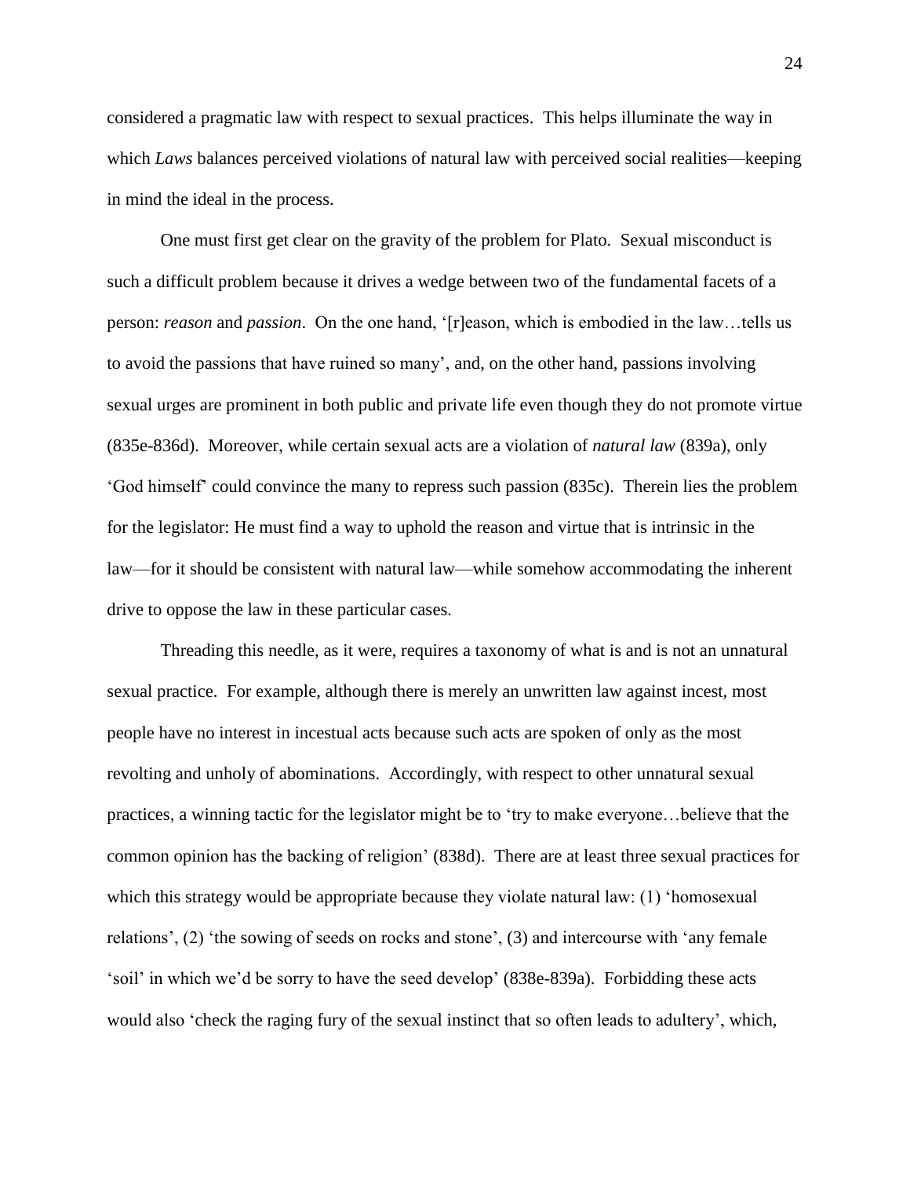considered a pragmatic law with respect to sexual practices. This helps illuminate the way in which *Laws* balances perceived violations of natural law with perceived social realities—keeping in mind the ideal in the process.

One must first get clear on the gravity of the problem for Plato. Sexual misconduct is such a difficult problem because it drives a wedge between two of the fundamental facets of a person: *reason* and *passion*. On the one hand, '[r]eason, which is embodied in the law…tells us to avoid the passions that have ruined so many', and, on the other hand, passions involving sexual urges are prominent in both public and private life even though they do not promote virtue (835e-836d). Moreover, while certain sexual acts are a violation of *natural law* (839a), only 'God himself' could convince the many to repress such passion (835c). Therein lies the problem for the legislator: He must find a way to uphold the reason and virtue that is intrinsic in the law—for it should be consistent with natural law—while somehow accommodating the inherent drive to oppose the law in these particular cases.

Threading this needle, as it were, requires a taxonomy of what is and is not an unnatural sexual practice. For example, although there is merely an unwritten law against incest, most people have no interest in incestual acts because such acts are spoken of only as the most revolting and unholy of abominations. Accordingly, with respect to other unnatural sexual practices, a winning tactic for the legislator might be to 'try to make everyone…believe that the common opinion has the backing of religion' (838d). There are at least three sexual practices for which this strategy would be appropriate because they violate natural law: (1) 'homosexual relations', (2) 'the sowing of seeds on rocks and stone', (3) and intercourse with 'any female 'soil' in which we'd be sorry to have the seed develop' (838e-839a). Forbidding these acts would also 'check the raging fury of the sexual instinct that so often leads to adultery', which,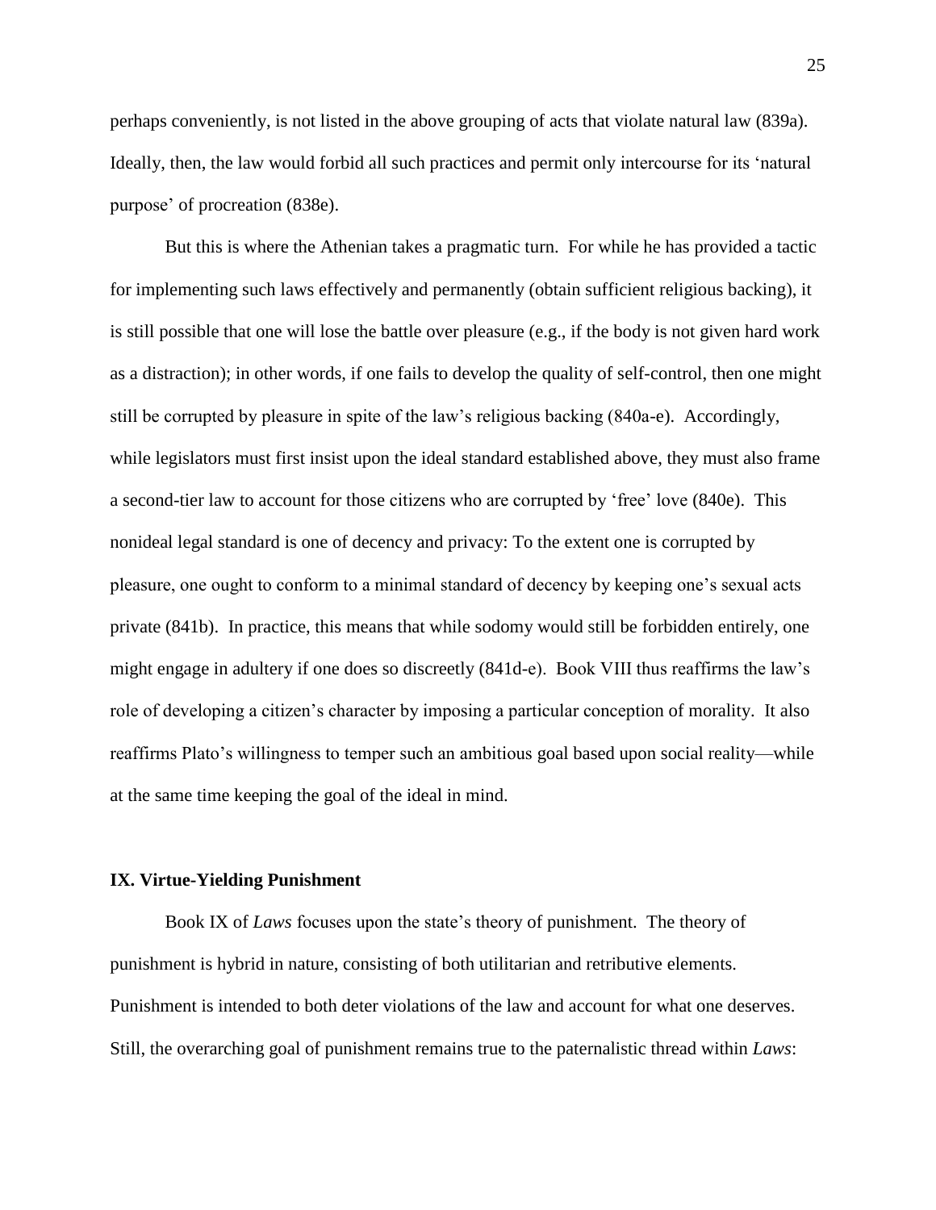perhaps conveniently, is not listed in the above grouping of acts that violate natural law (839a). Ideally, then, the law would forbid all such practices and permit only intercourse for its 'natural purpose' of procreation (838e).

But this is where the Athenian takes a pragmatic turn. For while he has provided a tactic for implementing such laws effectively and permanently (obtain sufficient religious backing), it is still possible that one will lose the battle over pleasure (e.g., if the body is not given hard work as a distraction); in other words, if one fails to develop the quality of self-control, then one might still be corrupted by pleasure in spite of the law's religious backing (840a-e). Accordingly, while legislators must first insist upon the ideal standard established above, they must also frame a second-tier law to account for those citizens who are corrupted by 'free' love (840e). This nonideal legal standard is one of decency and privacy: To the extent one is corrupted by pleasure, one ought to conform to a minimal standard of decency by keeping one's sexual acts private (841b). In practice, this means that while sodomy would still be forbidden entirely, one might engage in adultery if one does so discreetly (841d-e). Book VIII thus reaffirms the law's role of developing a citizen's character by imposing a particular conception of morality. It also reaffirms Plato's willingness to temper such an ambitious goal based upon social reality—while at the same time keeping the goal of the ideal in mind.

## IX. Virtue-Yielding Punishment

Book IX of *Laws* focuses upon the state's theory of punishment. The theory of punishment is hybrid in nature, consisting of both utilitarian and retributive elements. Punishment is intended to both deter violations of the law and account for what one deserves. Still, the overarching goal of punishment remains true to the paternalistic thread within *Laws*: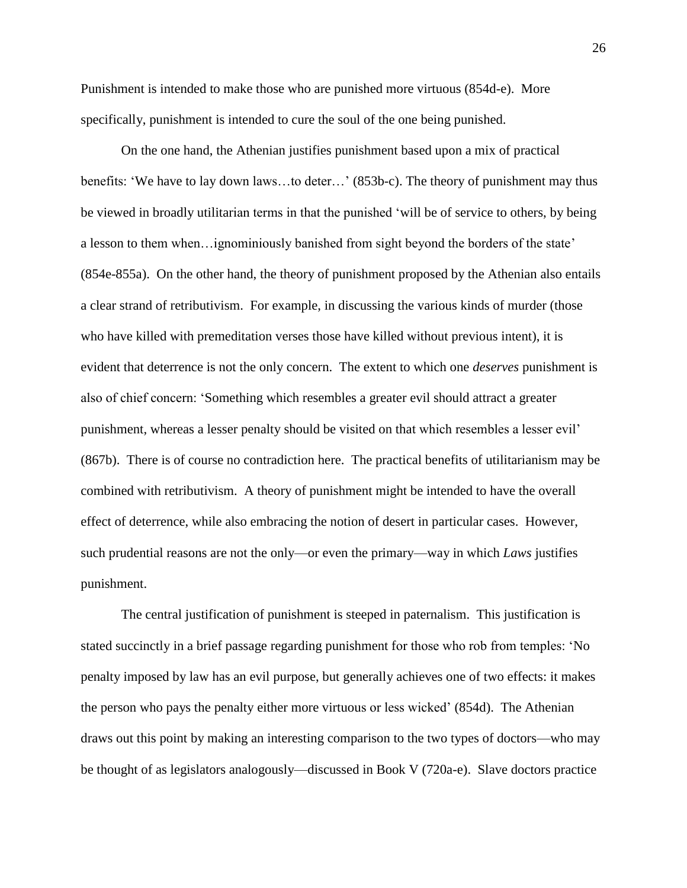Punishment is intended to make those who are punished more virtuous (854d-e). More specifically, punishment is intended to cure the soul of the one being punished.

On the one hand, the Athenian justifies punishment based upon a mix of practical benefits: 'We have to lay down laws…to deter…' (853b-c). The theory of punishment may thus be viewed in broadly utilitarian terms in that the punished 'will be of service to others, by being a lesson to them when…ignominiously banished from sight beyond the borders of the state' (854e-855a). On the other hand, the theory of punishment proposed by the Athenian also entails a clear strand of retributivism. For example, in discussing the various kinds of murder (those who have killed with premeditation verses those have killed without previous intent), it is evident that deterrence is not the only concern. The extent to which one *deserves* punishment is also of chief concern: 'Something which resembles a greater evil should attract a greater punishment, whereas a lesser penalty should be visited on that which resembles a lesser evil' (867b). There is of course no contradiction here. The practical benefits of utilitarianism may be combined with retributivism. A theory of punishment might be intended to have the overall effect of deterrence, while also embracing the notion of desert in particular cases. However, such prudential reasons are not the only—or even the primary—way in which *Laws* justifies punishment.

The central justification of punishment is steeped in paternalism. This justification is stated succinctly in a brief passage regarding punishment for those who rob from temples: 'No penalty imposed by law has an evil purpose, but generally achieves one of two effects: it makes the person who pays the penalty either more virtuous or less wicked' (854d). The Athenian draws out this point by making an interesting comparison to the two types of doctors—who may be thought of as legislators analogously—discussed in Book V (720a-e). Slave doctors practice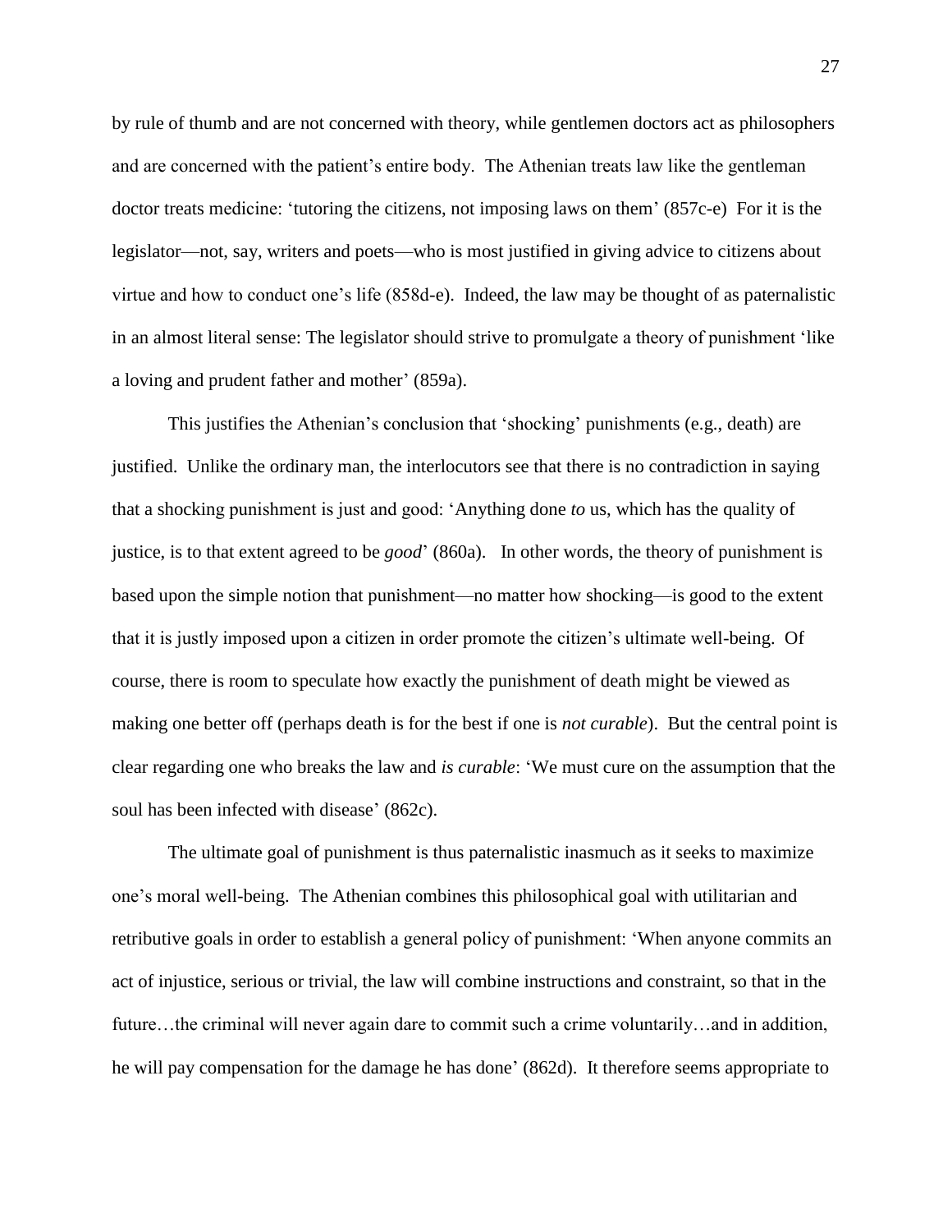by rule of thumb and are not concerned with theory, while gentlemen doctors act as philosophers and are concerned with the patient's entire body. The Athenian treats law like the gentleman doctor treats medicine: 'tutoring the citizens, not imposing laws on them' (857c-e) For it is the legislator—not, say, writers and poets—who is most justified in giving advice to citizens about virtue and how to conduct one's life (858d-e). Indeed, the law may be thought of as paternalistic in an almost literal sense: The legislator should strive to promulgate a theory of punishment 'like a loving and prudent father and mother' (859a).

This justifies the Athenian's conclusion that 'shocking' punishments (e.g., death) are justified. Unlike the ordinary man, the interlocutors see that there is no contradiction in saying that a shocking punishment is just and good: 'Anything done *to* us, which has the quality of justice, is to that extent agreed to be *good*' (860a). In other words, the theory of punishment is based upon the simple notion that punishment—no matter how shocking—is good to the extent that it is justly imposed upon a citizen in order promote the citizen's ultimate well-being. Of course, there is room to speculate how exactly the punishment of death might be viewed as making one better off (perhaps death is for the best if one is *not curable*). But the central point is clear regarding one who breaks the law and *is curable*: 'We must cure on the assumption that the soul has been infected with disease' (862c).

The ultimate goal of punishment is thus paternalistic inasmuch as it seeks to maximize one's moral well-being. The Athenian combines this philosophical goal with utilitarian and retributive goals in order to establish a general policy of punishment: 'When anyone commits an act of injustice, serious or trivial, the law will combine instructions and constraint, so that in the future…the criminal will never again dare to commit such a crime voluntarily…and in addition, he will pay compensation for the damage he has done' (862d). It therefore seems appropriate to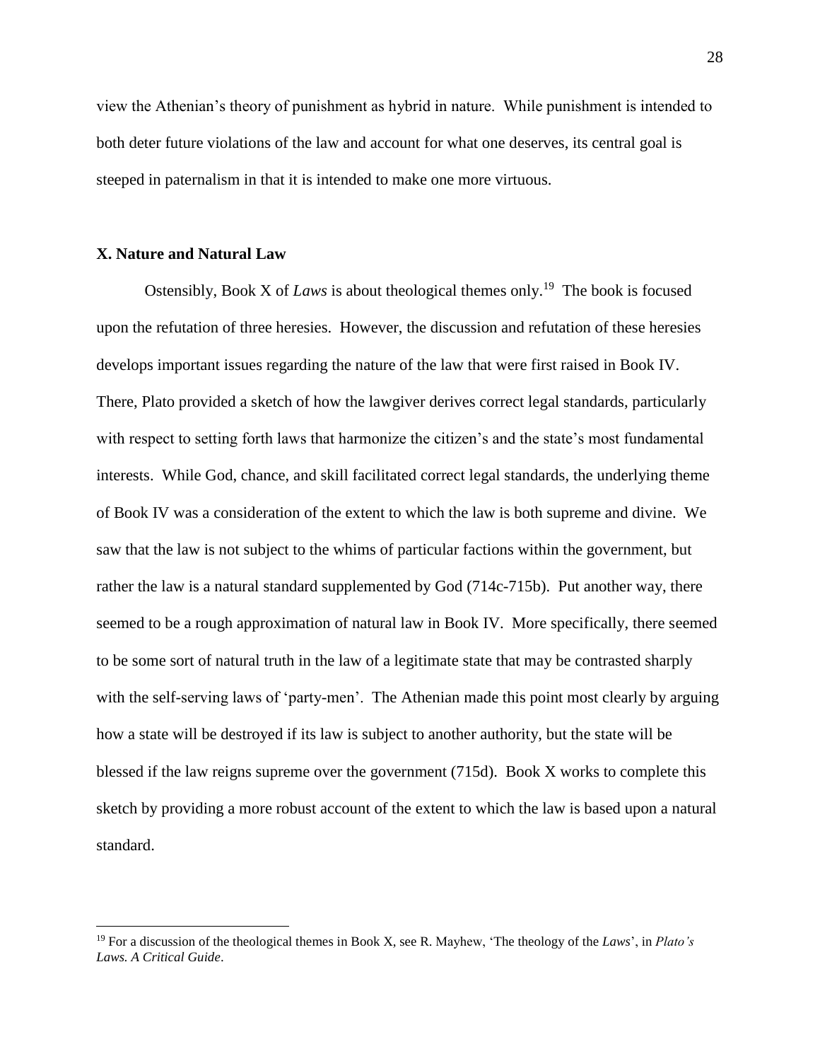view the Athenian's theory of punishment as hybrid in nature. While punishment is intended to both deter future violations of the law and account for what one deserves, its central goal is steeped in paternalism in that it is intended to make one more virtuous.

## X. Nature and Natural Law

Ostensibly, Book X of *Laws* is about theological themes only.[19] The book is focused upon the refutation of three heresies. However, the discussion and refutation of these heresies develops important issues regarding the nature of the law that were first raised in Book IV. There, Plato provided a sketch of how the lawgiver derives correct legal standards, particularly with respect to setting forth laws that harmonize the citizen's and the state's most fundamental interests. While God, chance, and skill facilitated correct legal standards, the underlying theme of Book IV was a consideration of the extent to which the law is both supreme and divine. We saw that the law is not subject to the whims of particular factions within the government, but rather the law is a natural standard supplemented by God (714c-715b). Put another way, there seemed to be a rough approximation of natural law in Book IV. More specifically, there seemed to be some sort of natural truth in the law of a legitimate state that may be contrasted sharply with the self-serving laws of 'party-men'. The Athenian made this point most clearly by arguing how a state will be destroyed if its law is subject to another authority, but the state will be blessed if the law reigns supreme over the government (715d). Book X works to complete this sketch by providing a more robust account of the extent to which the law is based upon a natural standard.

---

[19] For a discussion of the theological themes in Book X, see R. Mayhew, 'The theology of the *Laws*', in *Plato's Laws. A Critical Guide*.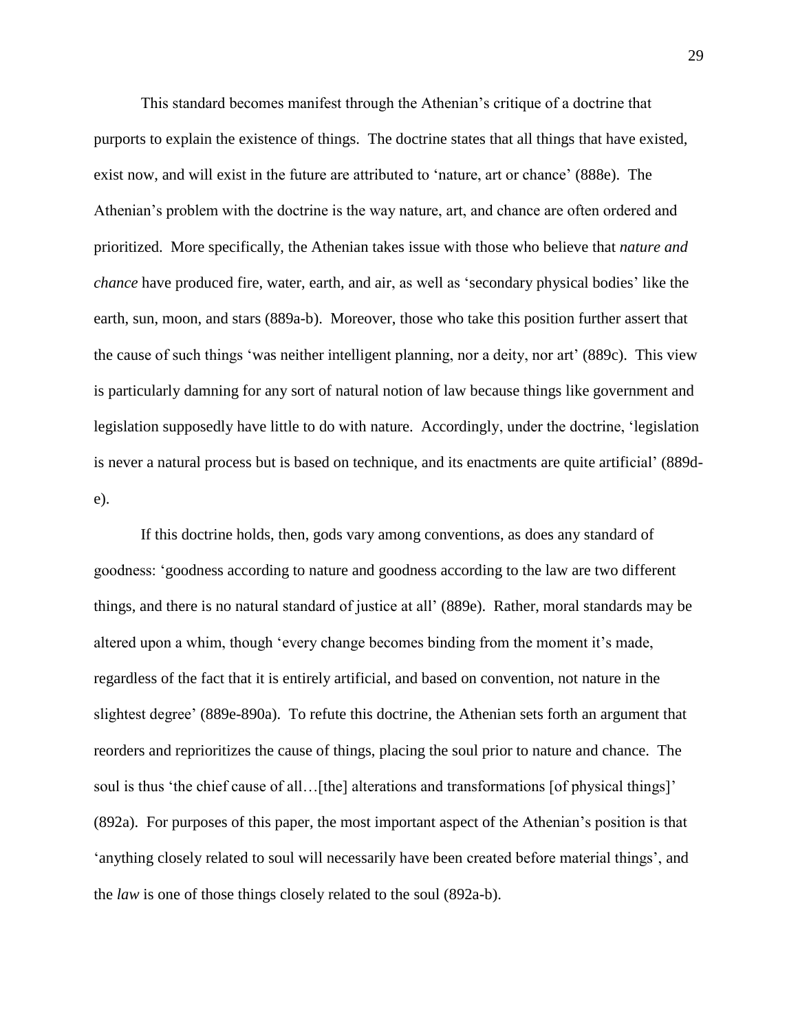This standard becomes manifest through the Athenian's critique of a doctrine that purports to explain the existence of things. The doctrine states that all things that have existed, exist now, and will exist in the future are attributed to 'nature, art or chance' (888e). The Athenian's problem with the doctrine is the way nature, art, and chance are often ordered and prioritized. More specifically, the Athenian takes issue with those who believe that *nature and chance* have produced fire, water, earth, and air, as well as 'secondary physical bodies' like the earth, sun, moon, and stars (889a-b). Moreover, those who take this position further assert that the cause of such things 'was neither intelligent planning, nor a deity, nor art' (889c). This view is particularly damning for any sort of natural notion of law because things like government and legislation supposedly have little to do with nature. Accordingly, under the doctrine, 'legislation is never a natural process but is based on technique, and its enactments are quite artificial' (889d-e).

If this doctrine holds, then, gods vary among conventions, as does any standard of goodness: 'goodness according to nature and goodness according to the law are two different things, and there is no natural standard of justice at all' (889e). Rather, moral standards may be altered upon a whim, though 'every change becomes binding from the moment it's made, regardless of the fact that it is entirely artificial, and based on convention, not nature in the slightest degree' (889e-890a). To refute this doctrine, the Athenian sets forth an argument that reorders and reprioritizes the cause of things, placing the soul prior to nature and chance. The soul is thus 'the chief cause of all…[the] alterations and transformations [of physical things]' (892a). For purposes of this paper, the most important aspect of the Athenian's position is that 'anything closely related to soul will necessarily have been created before material things', and the *law* is one of those things closely related to the soul (892a-b).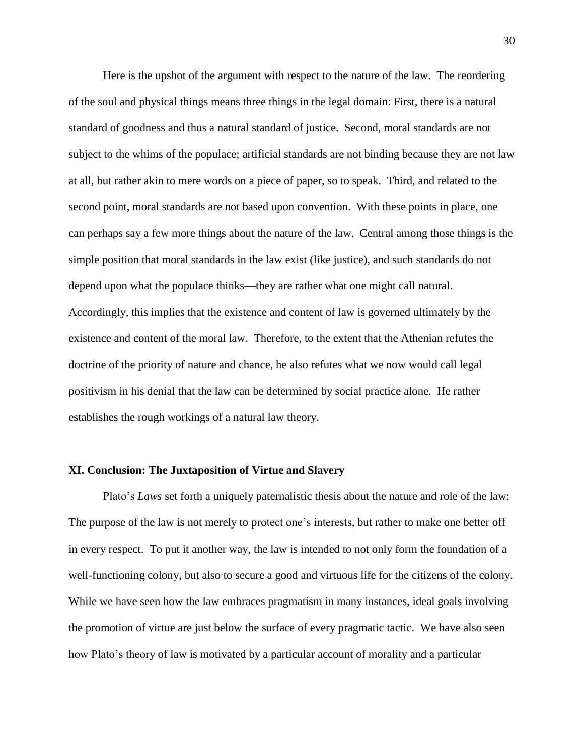Here is the upshot of the argument with respect to the nature of the law. The reordering of the soul and physical things means three things in the legal domain: First, there is a natural standard of goodness and thus a natural standard of justice. Second, moral standards are not subject to the whims of the populace; artificial standards are not binding because they are not law at all, but rather akin to mere words on a piece of paper, so to speak. Third, and related to the second point, moral standards are not based upon convention. With these points in place, one can perhaps say a few more things about the nature of the law. Central among those things is the simple position that moral standards in the law exist (like justice), and such standards do not depend upon what the populace thinks—they are rather what one might call natural. Accordingly, this implies that the existence and content of law is governed ultimately by the existence and content of the moral law. Therefore, to the extent that the Athenian refutes the doctrine of the priority of nature and chance, he also refutes what we now would call legal positivism in his denial that the law can be determined by social practice alone. He rather establishes the rough workings of a natural law theory.

## XI. Conclusion: The Juxtaposition of Virtue and Slavery

Plato's *Laws* set forth a uniquely paternalistic thesis about the nature and role of the law: The purpose of the law is not merely to protect one's interests, but rather to make one better off in every respect. To put it another way, the law is intended to not only form the foundation of a well-functioning colony, but also to secure a good and virtuous life for the citizens of the colony. While we have seen how the law embraces pragmatism in many instances, ideal goals involving the promotion of virtue are just below the surface of every pragmatic tactic. We have also seen how Plato's theory of law is motivated by a particular account of morality and a particular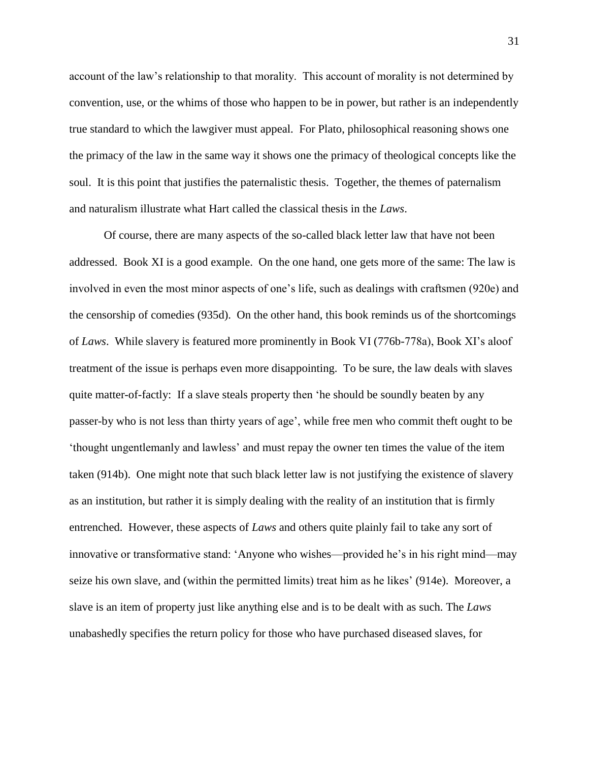account of the law's relationship to that morality. This account of morality is not determined by convention, use, or the whims of those who happen to be in power, but rather is an independently true standard to which the lawgiver must appeal. For Plato, philosophical reasoning shows one the primacy of the law in the same way it shows one the primacy of theological concepts like the soul. It is this point that justifies the paternalistic thesis. Together, the themes of paternalism and naturalism illustrate what Hart called the classical thesis in the *Laws*.

Of course, there are many aspects of the so-called black letter law that have not been addressed. Book XI is a good example. On the one hand, one gets more of the same: The law is involved in even the most minor aspects of one's life, such as dealings with craftsmen (920e) and the censorship of comedies (935d). On the other hand, this book reminds us of the shortcomings of *Laws*. While slavery is featured more prominently in Book VI (776b-778a), Book XI's aloof treatment of the issue is perhaps even more disappointing. To be sure, the law deals with slaves quite matter-of-factly: If a slave steals property then 'he should be soundly beaten by any passer-by who is not less than thirty years of age', while free men who commit theft ought to be 'thought ungentlemanly and lawless' and must repay the owner ten times the value of the item taken (914b). One might note that such black letter law is not justifying the existence of slavery as an institution, but rather it is simply dealing with the reality of an institution that is firmly entrenched. However, these aspects of *Laws* and others quite plainly fail to take any sort of innovative or transformative stand: 'Anyone who wishes—provided he's in his right mind—may seize his own slave, and (within the permitted limits) treat him as he likes' (914e). Moreover, a slave is an item of property just like anything else and is to be dealt with as such. The *Laws* unabashedly specifies the return policy for those who have purchased diseased slaves, for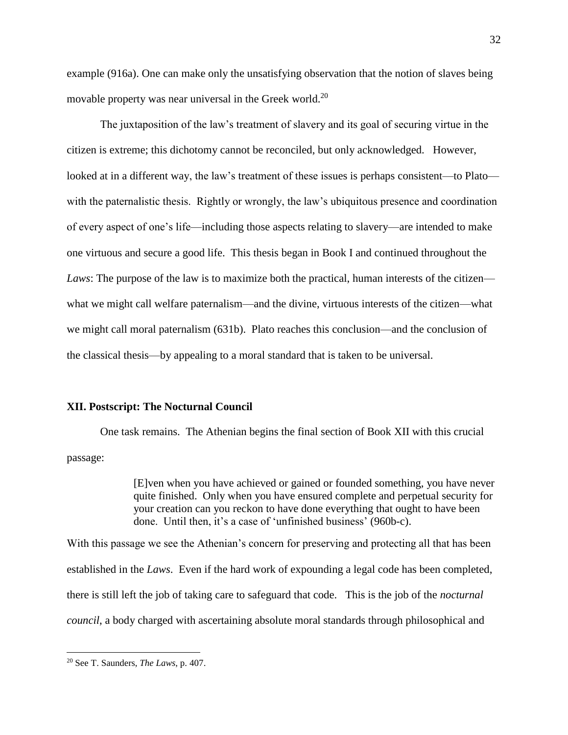example (916a). One can make only the unsatisfying observation that the notion of slaves being movable property was near universal in the Greek world.[20]

The juxtaposition of the law's treatment of slavery and its goal of securing virtue in the citizen is extreme; this dichotomy cannot be reconciled, but only acknowledged. However, looked at in a different way, the law's treatment of these issues is perhaps consistent—to Plato—with the paternalistic thesis. Rightly or wrongly, the law's ubiquitous presence and coordination of every aspect of one's life—including those aspects relating to slavery—are intended to make one virtuous and secure a good life. This thesis began in Book I and continued throughout the *Laws*: The purpose of the law is to maximize both the practical, human interests of the citizen—what we might call welfare paternalism—and the divine, virtuous interests of the citizen—what we might call moral paternalism (631b). Plato reaches this conclusion—and the conclusion of the classical thesis—by appealing to a moral standard that is taken to be universal.

## XII. Postscript: The Nocturnal Council

One task remains. The Athenian begins the final section of Book XII with this crucial passage:

> [E]ven when you have achieved or gained or founded something, you have never quite finished. Only when you have ensured complete and perpetual security for your creation can you reckon to have done everything that ought to have been done. Until then, it's a case of 'unfinished business' (960b-c).

With this passage we see the Athenian's concern for preserving and protecting all that has been established in the *Laws*. Even if the hard work of expounding a legal code has been completed, there is still left the job of taking care to safeguard that code. This is the job of the *nocturnal council*, a body charged with ascertaining absolute moral standards through philosophical and

---

[20] See T. Saunders, *The Laws*, p. 407.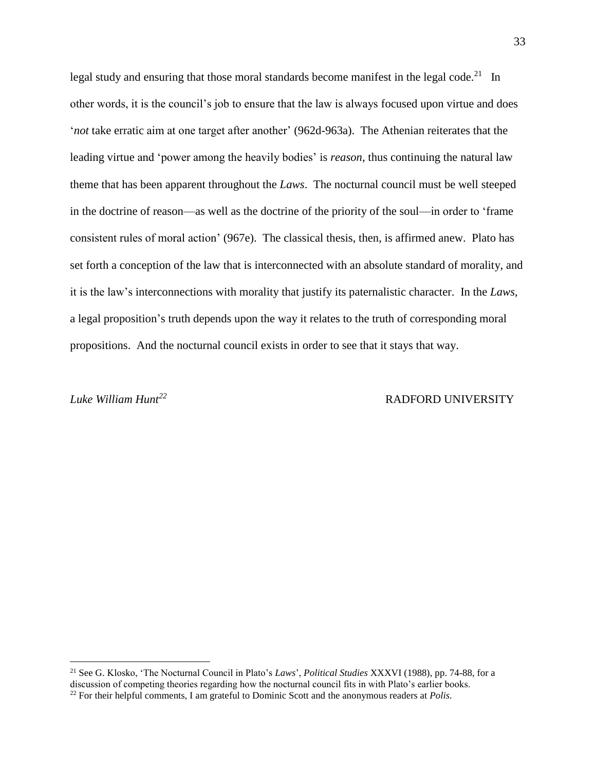legal study and ensuring that those moral standards become manifest in the legal code.[21] In other words, it is the council's job to ensure that the law is always focused upon virtue and does '*not* take erratic aim at one target after another' (962d-963a). The Athenian reiterates that the leading virtue and 'power among the heavily bodies' is *reason*, thus continuing the natural law theme that has been apparent throughout the *Laws*. The nocturnal council must be well steeped in the doctrine of reason—as well as the doctrine of the priority of the soul—in order to 'frame consistent rules of moral action' (967e). The classical thesis, then, is affirmed anew. Plato has set forth a conception of the law that is interconnected with an absolute standard of morality, and it is the law's interconnections with morality that justify its paternalistic character. In the *Laws*, a legal proposition's truth depends upon the way it relates to the truth of corresponding moral propositions. And the nocturnal council exists in order to see that it stays that way.

*Luke William Hunt*[22] RADFORD UNIVERSITY

---

[21] See G. Klosko, 'The Nocturnal Council in Plato's *Laws*', *Political Studies* XXXVI (1988), pp. 74-88, for a discussion of competing theories regarding how the nocturnal council fits in with Plato's earlier books.

[22] For their helpful comments, I am grateful to Dominic Scott and the anonymous readers at *Polis*.